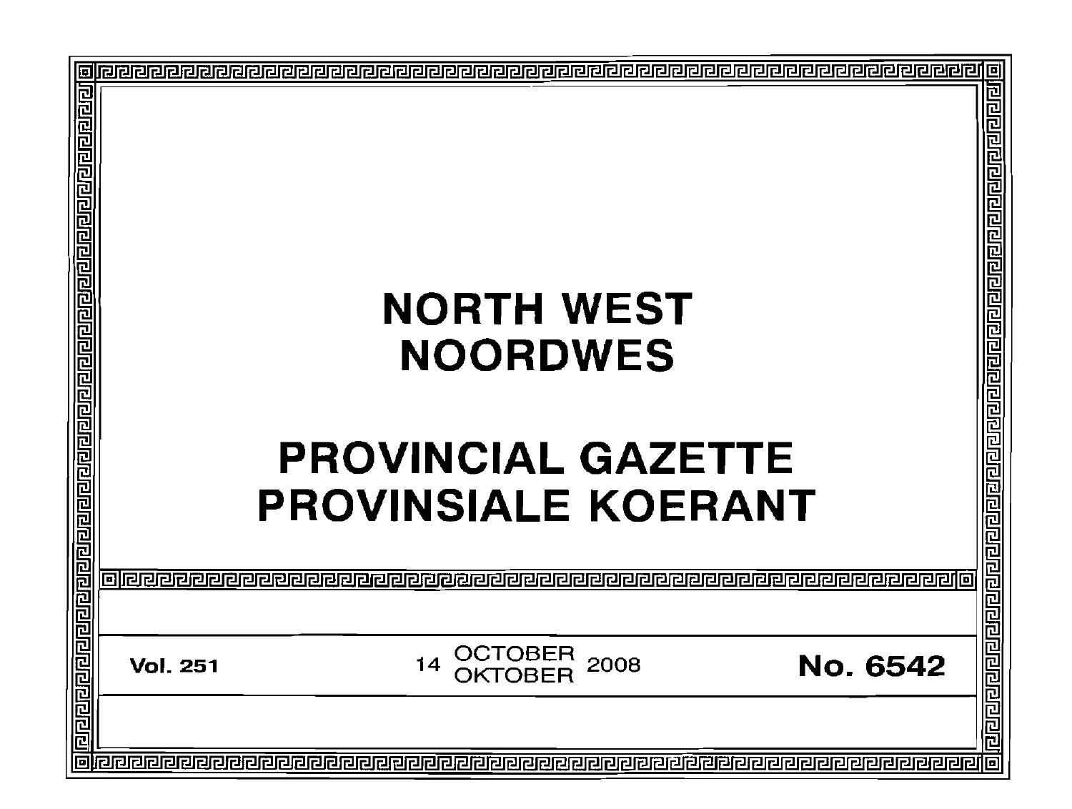# NORTH WEST
# NOORDWES

# PROVINCIAL GAZETTE
# PROVINSIALE KOERANT

**Vol. 251** | 14 OCTOBER / OKTOBER 2008 | **No. 6542**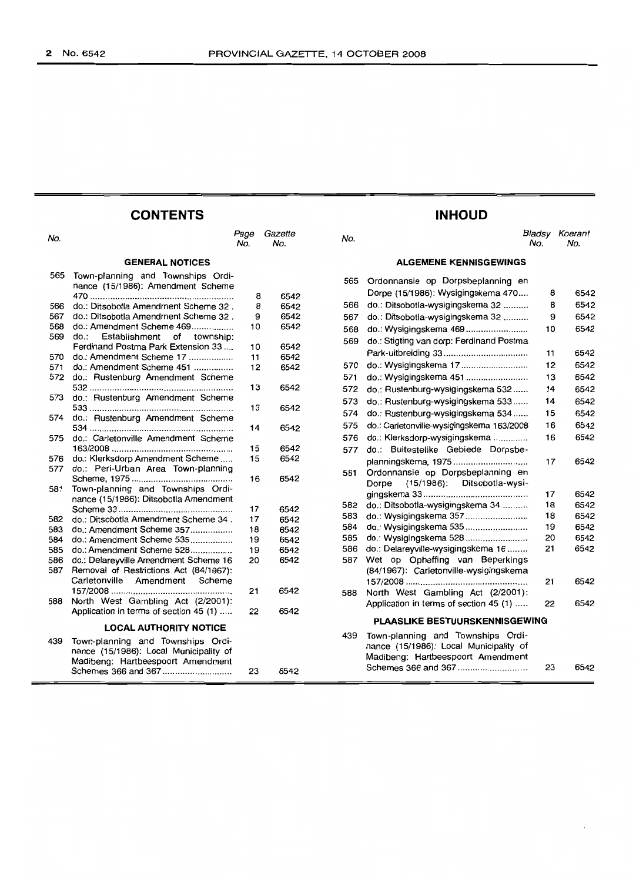## CONTENTS

| No. | | Page No. | Gazette No. |
|---|---|---|---|
| | **GENERAL NOTICES** | | |
| 565 | Town-planning and Townships Ordinance (15/1986): Amendment Scheme 470 | 8 | 6542 |
| 566 | do.: Ditsobotla Amendment Scheme 32 | 8 | 6542 |
| 567 | do.: Ditsobotla Amendment Scheme 32 | 9 | 6542 |
| 568 | do.: Amendment Scheme 469 | 10 | 6542 |
| 569 | do.: Establishment of township: Ferdinand Postma Park Extension 33 | 10 | 6542 |
| 570 | do.: Amendment Scheme 17 | 11 | 6542 |
| 571 | do.: Amendment Scheme 451 | 12 | 6542 |
| 572 | do.: Rustenburg Amendment Scheme 532 | 13 | 6542 |
| 573 | do.: Rustenburg Amendment Scheme 533 | 13 | 6542 |
| 574 | do.: Rustenburg Amendment Scheme 534 | 14 | 6542 |
| 575 | do.: Carletonville Amendment Scheme 163/2008 | 15 | 6542 |
| 576 | do.: Klerksdorp Amendment Scheme | 15 | 6542 |
| 577 | do.: Peri-Urban Area Town-planning Scheme, 1975 | 16 | 6542 |
| 581 | Town-planning and Townships Ordinance (15/1986): Ditsobotla Amendment Scheme 33 | 17 | 6542 |
| 582 | do.: Ditsobotla Amendment Scheme 34 | 17 | 6542 |
| 583 | do.: Amendment Scheme 357 | 18 | 6542 |
| 584 | do.: Amendment Scheme 535 | 19 | 6542 |
| 585 | do.: Amendment Scheme 528 | 19 | 6542 |
| 586 | do.: Delareyville Amendment Scheme 16 | 20 | 6542 |
| 587 | Removal of Restrictions Act (84/1967): Carletonville Amendment Scheme 157/2008 | 21 | 6542 |
| 588 | North West Gambling Act (2/2001): Application in terms of section 45 (1) | 22 | 6542 |
| | **LOCAL AUTHORITY NOTICE** | | |
| 439 | Town-planning and Townships Ordinance (15/1986): Local Municipality of Madibeng: Hartbeespoort Amendment Schemes 366 and 367 | 23 | 6542 |

## INHOUD

| No. | | Bladsy No. | Koerant No. |
|---|---|---|---|
| | **ALGEMENE KENNISGEWINGS** | | |
| 565 | Ordonnansie op Dorpsbeplanning en Dorpe (15/1986): Wysigingskema 470 | 8 | 6542 |
| 566 | do.: Ditsobotla-wysigingskema 32 | 8 | 6542 |
| 567 | do.: Ditsobotla-wysigingskema 32 | 9 | 6542 |
| 568 | do.: Wysigingskema 469 | 10 | 6542 |
| 569 | do.: Stigting van dorp: Ferdinand Postma Park-uitbreiding 33 | 11 | 6542 |
| 570 | do.: Wysigingskema 17 | 12 | 6542 |
| 571 | do.: Wysigingskema 451 | 13 | 6542 |
| 572 | do.: Rustenburg-wysigingskema 532 | 14 | 6542 |
| 573 | do.: Rustenburg-wysigingskema 533 | 14 | 6542 |
| 574 | do.: Rustenburg-wysigingskema 534 | 15 | 6542 |
| 575 | do.: Carletonville-wysigingskema 163/2008 | 16 | 6542 |
| 576 | do.: Klerksdorp-wysigingskema | 16 | 6542 |
| 577 | do.: Buitestelike Gebiede Dorpsbeplanningskema, 1975 | 17 | 6542 |
| 581 | Ordonnansie op Dorpsbeplanning en Dorpe (15/1986): Ditsobotla-wysigingskema 33 | 17 | 6542 |
| 582 | do.: Ditsobotla-wysigingskema 34 | 18 | 6542 |
| 583 | do.: Wysigingskema 357 | 18 | 6542 |
| 584 | do.: Wysigingskema 535 | 19 | 6542 |
| 585 | do.: Wysigingskema 528 | 20 | 6542 |
| 586 | do.: Delareyville-wysigingskema 16 | 21 | 6542 |
| 587 | Wet op Opheffing van Beperkings (84/1967): Carletonville-wysigingskema 157/2008 | 21 | 6542 |
| 588 | North West Gambling Act (2/2001): Application in terms of section 45 (1) | 22 | 6542 |
| | **PLAASLIKE BESTUURSKENNISGEWING** | | |
| 439 | Town-planning and Townships Ordinance (15/1986): Local Municipality of Madibeng: Hartbeespoort Amendment Schemes 366 and 367 | 23 | 6542 |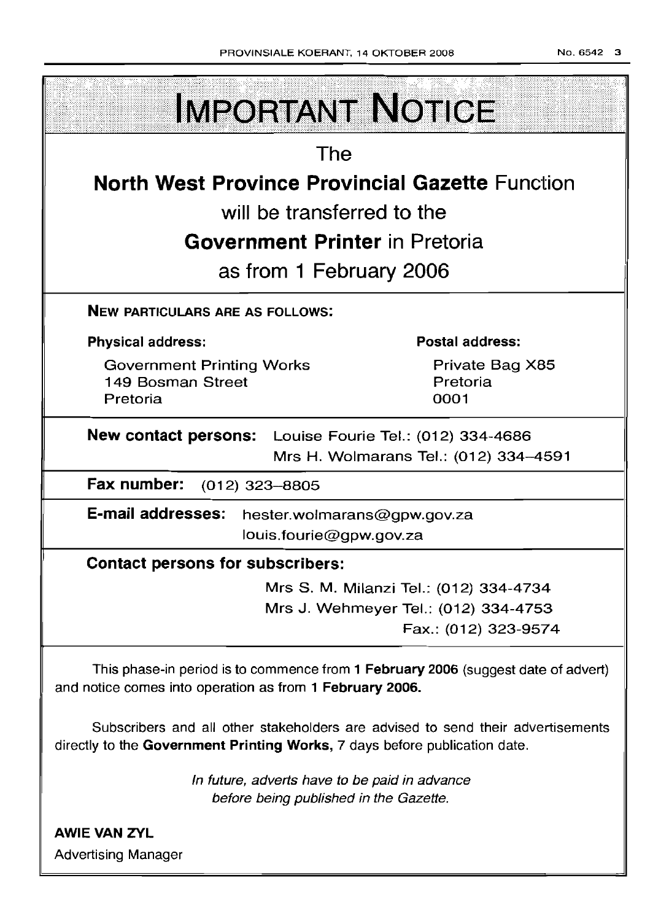# IMPORTANT NOTICE

The

**North West Province Provincial Gazette** Function

will be transferred to the

**Government Printer** in Pretoria

as from 1 February 2006

**NEW PARTICULARS ARE AS FOLLOWS:**

**Physical address:**

Government Printing Works
149 Bosman Street
Pretoria

**Postal address:**

Private Bag X85
Pretoria
0001

**New contact persons:** Louise Fourie Tel.: (012) 334-4686
Mrs H. Wolmarans Tel.: (012) 334–4591

**Fax number:** (012) 323–8805

**E-mail addresses:** hester.wolmarans@gpw.gov.za
louis.fourie@gpw.gov.za

**Contact persons for subscribers:**

Mrs S. M. Milanzi Tel.: (012) 334-4734
Mrs J. Wehmeyer Tel.: (012) 334-4753
Fax.: (012) 323-9574

This phase-in period is to commence from **1 February 2006** (suggest date of advert) and notice comes into operation as from **1 February 2006.**

Subscribers and all other stakeholders are advised to send their advertisements directly to the **Government Printing Works,** 7 days before publication date.

*In future, adverts have to be paid in advance before being published in the Gazette.*

**AWIE VAN ZYL**
Advertising Manager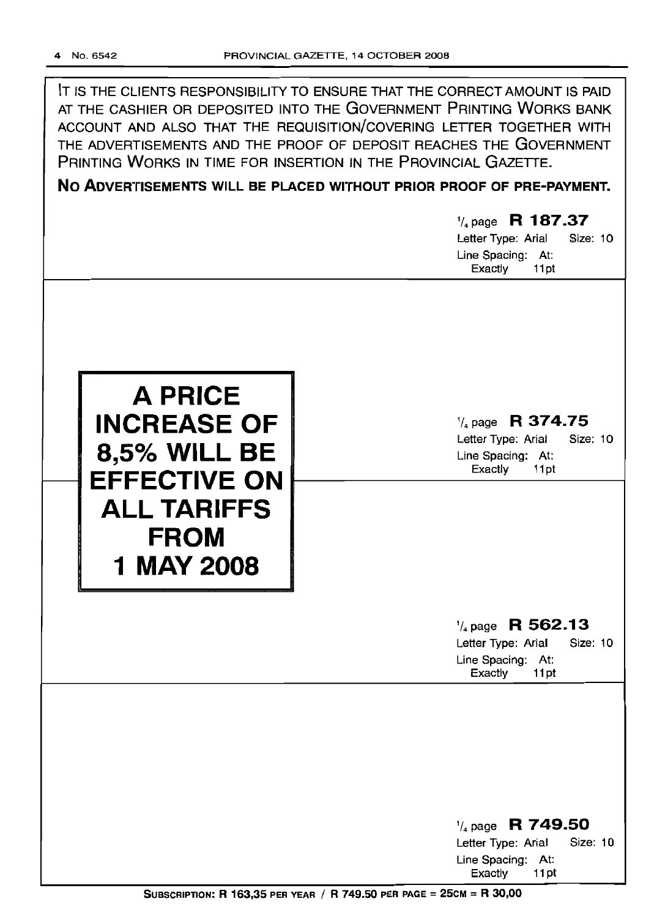IT IS THE CLIENTS RESPONSIBILITY TO ENSURE THAT THE CORRECT AMOUNT IS PAID AT THE CASHIER OR DEPOSITED INTO THE GOVERNMENT PRINTING WORKS BANK ACCOUNT AND ALSO THAT THE REQUISITION/COVERING LETTER TOGETHER WITH THE ADVERTISEMENTS AND THE PROOF OF DEPOSIT REACHES THE GOVERNMENT PRINTING WORKS IN TIME FOR INSERTION IN THE PROVINCIAL GAZETTE.

**NO ADVERTISEMENTS WILL BE PLACED WITHOUT PRIOR PROOF OF PRE-PAYMENT.**

1/4 page **R 187.37**
Letter Type: Arial Size: 10
Line Spacing: At: Exactly 11pt

**A PRICE INCREASE OF 8,5% WILL BE EFFECTIVE ON ALL TARIFFS FROM 1 MAY 2008**

1/4 page **R 374.75**
Letter Type: Arial Size: 10
Line Spacing: At: Exactly 11pt

1/4 page **R 562.13**
Letter Type: Arial Size: 10
Line Spacing: At: Exactly 11pt

1/4 page **R 749.50**
Letter Type: Arial Size: 10
Line Spacing: At: Exactly 11pt

**SUBSCRIPTION: R 163,35 PER YEAR / R 749.50 PER PAGE = 25CM = R 30,00**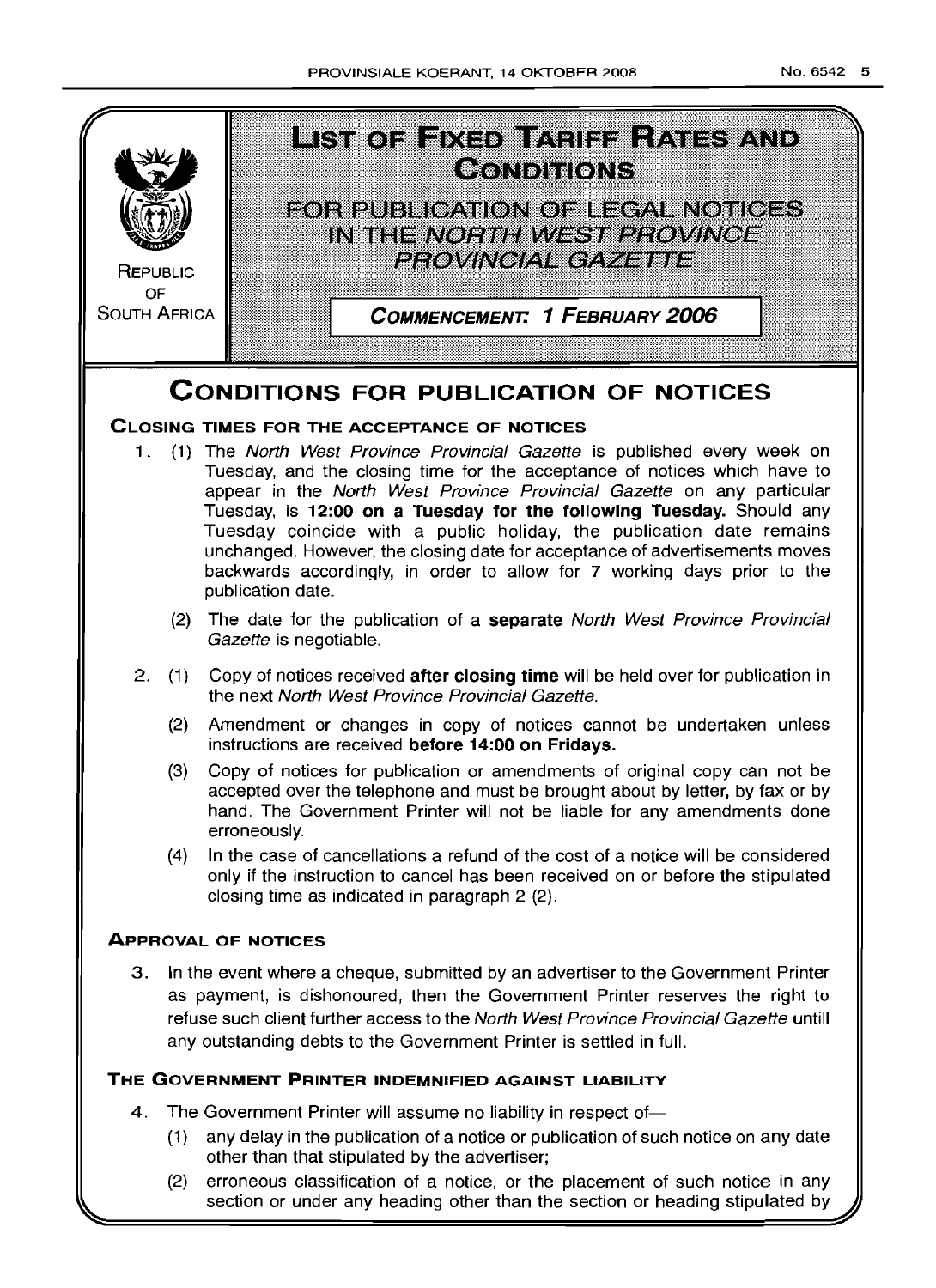# LIST OF FIXED TARIFF RATES AND CONDITIONS

## FOR PUBLICATION OF LEGAL NOTICES IN THE *NORTH WEST PROVINCE PROVINCIAL GAZETTE*

REPUBLIC OF SOUTH AFRICA

**COMMENCEMENT: 1 FEBRUARY 2006**

# CONDITIONS FOR PUBLICATION OF NOTICES

### CLOSING TIMES FOR THE ACCEPTANCE OF NOTICES

1. (1) The *North West Province Provincial Gazette* is published every week on Tuesday, and the closing time for the acceptance of notices which have to appear in the *North West Province Provincial Gazette* on any particular Tuesday, is **12:00 on a Tuesday for the following Tuesday.** Should any Tuesday coincide with a public holiday, the publication date remains unchanged. However, the closing date for acceptance of advertisements moves backwards accordingly, in order to allow for 7 working days prior to the publication date.

   (2) The date for the publication of a **separate** *North West Province Provincial Gazette* is negotiable.

2. (1) Copy of notices received **after closing time** will be held over for publication in the next *North West Province Provincial Gazette.*

   (2) Amendment or changes in copy of notices cannot be undertaken unless instructions are received **before 14:00 on Fridays.**

   (3) Copy of notices for publication or amendments of original copy can not be accepted over the telephone and must be brought about by letter, by fax or by hand. The Government Printer will not be liable for any amendments done erroneously.

   (4) In the case of cancellations a refund of the cost of a notice will be considered only if the instruction to cancel has been received on or before the stipulated closing time as indicated in paragraph 2 (2).

### APPROVAL OF NOTICES

3. In the event where a cheque, submitted by an advertiser to the Government Printer as payment, is dishonoured, then the Government Printer reserves the right to refuse such client further access to the *North West Province Provincial Gazette* untill any outstanding debts to the Government Printer is settled in full.

### THE GOVERNMENT PRINTER INDEMNIFIED AGAINST LIABILITY

4. The Government Printer will assume no liability in respect of—

   (1) any delay in the publication of a notice or publication of such notice on any date other than that stipulated by the advertiser;

   (2) erroneous classification of a notice, or the placement of such notice in any section or under any heading other than the section or heading stipulated by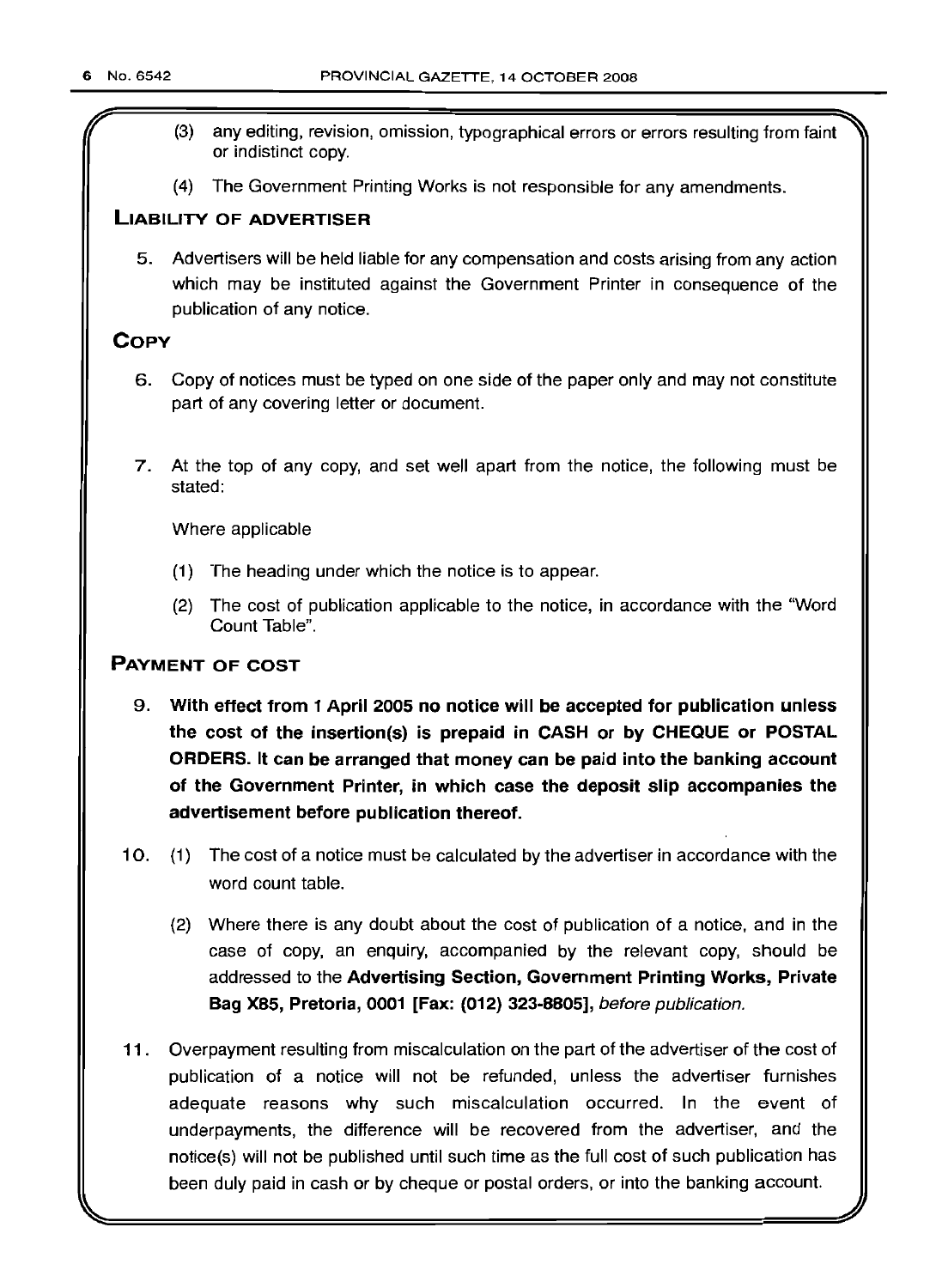(3) any editing, revision, omission, typographical errors or errors resulting from faint or indistinct copy.

(4) The Government Printing Works is not responsible for any amendments.

## LIABILITY OF ADVERTISER

5. Advertisers will be held liable for any compensation and costs arising from any action which may be instituted against the Government Printer in consequence of the publication of any notice.

## COPY

6. Copy of notices must be typed on one side of the paper only and may not constitute part of any covering letter or document.

7. At the top of any copy, and set well apart from the notice, the following must be stated:

   Where applicable

   (1) The heading under which the notice is to appear.

   (2) The cost of publication applicable to the notice, in accordance with the "Word Count Table".

## PAYMENT OF COST

9. **With effect from 1 April 2005 no notice will be accepted for publication unless the cost of the insertion(s) is prepaid in CASH or by CHEQUE or POSTAL ORDERS. It can be arranged that money can be paid into the banking account of the Government Printer, in which case the deposit slip accompanies the advertisement before publication thereof.**

10. (1) The cost of a notice must be calculated by the advertiser in accordance with the word count table.

    (2) Where there is any doubt about the cost of publication of a notice, and in the case of copy, an enquiry, accompanied by the relevant copy, should be addressed to the **Advertising Section, Government Printing Works, Private Bag X85, Pretoria, 0001 [Fax: (012) 323-8805],** *before publication.*

11. Overpayment resulting from miscalculation on the part of the advertiser of the cost of publication of a notice will not be refunded, unless the advertiser furnishes adequate reasons why such miscalculation occurred. In the event of underpayments, the difference will be recovered from the advertiser, and the notice(s) will not be published until such time as the full cost of such publication has been duly paid in cash or by cheque or postal orders, or into the banking account.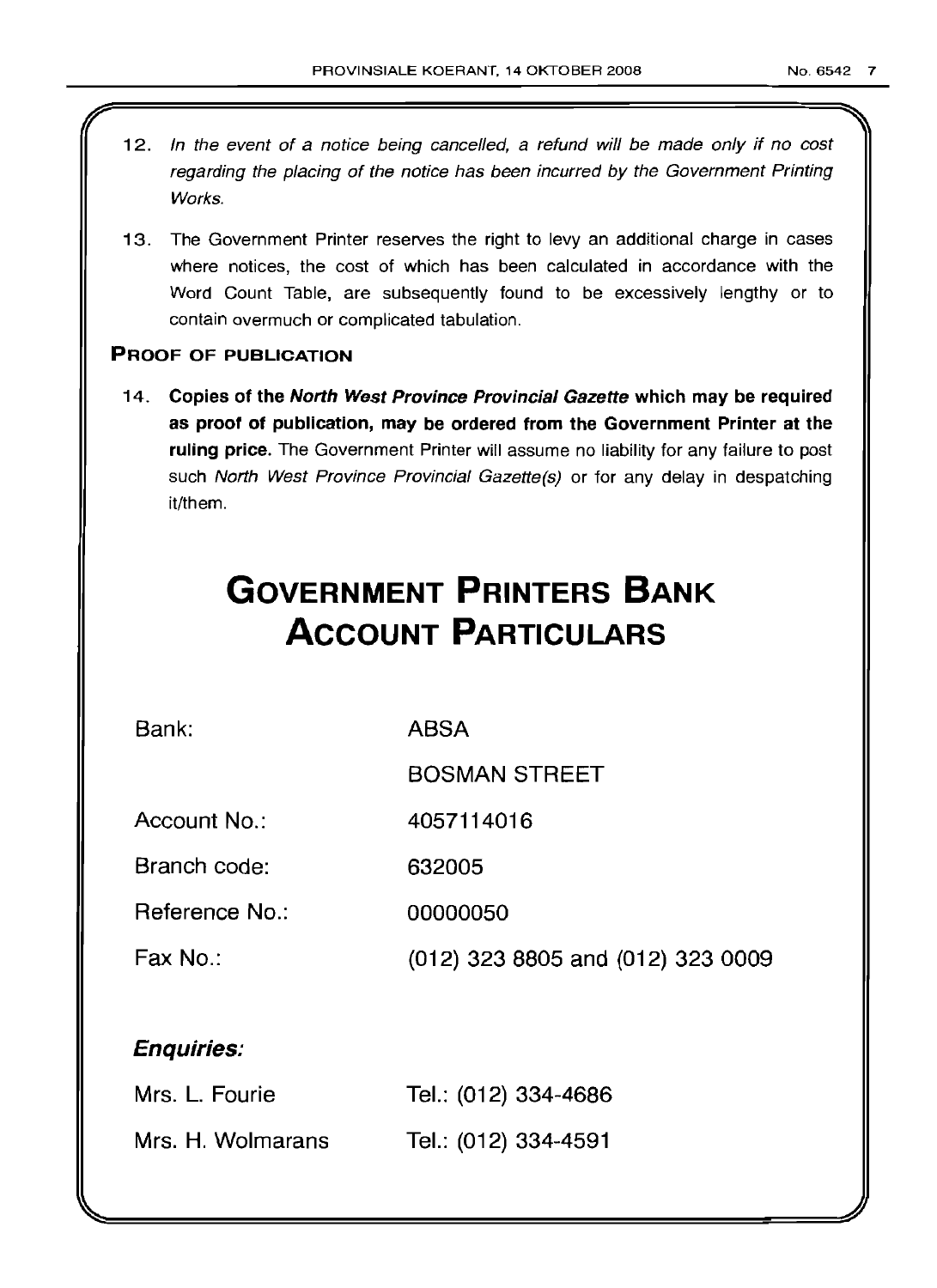12. *In the event of a notice being cancelled, a refund will be made only if no cost regarding the placing of the notice has been incurred by the Government Printing Works.*

13. The Government Printer reserves the right to levy an additional charge in cases where notices, the cost of which has been calculated in accordance with the Word Count Table, are subsequently found to be excessively lengthy or to contain overmuch or complicated tabulation.

## PROOF OF PUBLICATION

14. **Copies of the *North West Province Provincial Gazette* which may be required as proof of publication, may be ordered from the Government Printer at the ruling price.** The Government Printer will assume no liability for any failure to post such *North West Province Provincial Gazette(s)* or for any delay in despatching it/them.

# GOVERNMENT PRINTERS BANK ACCOUNT PARTICULARS

| | |
|---|---|
| Bank: | ABSA |
| | BOSMAN STREET |
| Account No.: | 4057114016 |
| Branch code: | 632005 |
| Reference No.: | 00000050 |
| Fax No.: | (012) 323 8805 and (012) 323 0009 |

***Enquiries:***

| | |
|---|---|
| Mrs. L. Fourie | Tel.: (012) 334-4686 |
| Mrs. H. Wolmarans | Tel.: (012) 334-4591 |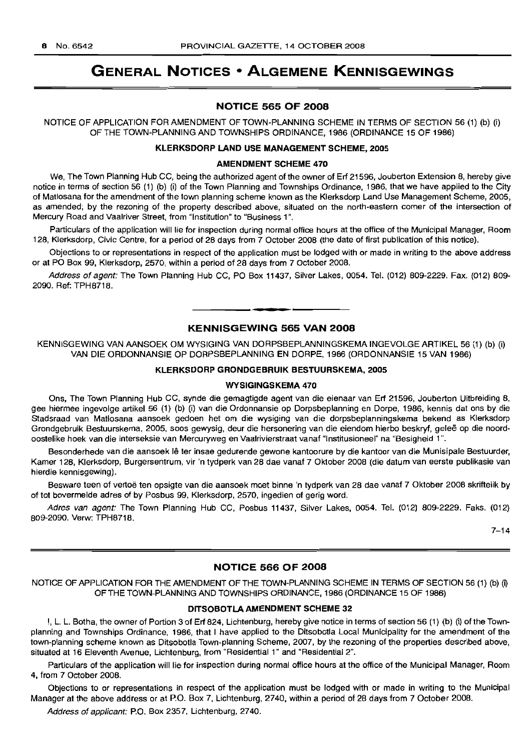# GENERAL NOTICES • ALGEMENE KENNISGEWINGS

## NOTICE 565 OF 2008

NOTICE OF APPLICATION FOR AMENDMENT OF TOWN-PLANNING SCHEME IN TERMS OF SECTION 56 (1) (b) (i) OF THE TOWN-PLANNING AND TOWNSHIPS ORDINANCE, 1986 (ORDINANCE 15 OF 1986)

### KLERKSDORP LAND USE MANAGEMENT SCHEME, 2005

### AMENDMENT SCHEME 470

We, The Town Planning Hub CC, being the authorized agent of the owner of Erf 21596, Jouberton Extension 8, hereby give notice in terms of section 56 (1) (b) (i) of the Town Planning and Townships Ordinance, 1986, that we have applied to the City of Matlosana for the amendment of the town planning scheme known as the Klerksdorp Land Use Management Scheme, 2005, as amended, by the rezoning of the property described above, situated on the north-eastern corner of the intersection of Mercury Road and Vaalriver Street, from "Institution" to "Business 1".

Particulars of the application will lie for inspection during normal office hours at the office of the Municipal Manager, Room 128, Klerksdorp, Civic Centre, for a period of 28 days from 7 October 2008 (the date of first publication of this notice).

Objections to or representations in respect of the application must be lodged with or made in writing to the above address or at PO Box 99, Klerksdorp, 2570, within a period of 28 days from 7 October 2008.

*Address of agent:* The Town Planning Hub CC, PO Box 11437, Silver Lakes, 0054. Tel. (012) 809-2229. Fax. (012) 809-2090. Ref: TPH8718.

---

## KENNISGEWING 565 VAN 2008

KENNISGEWING VAN AANSOEK OM WYSIGING VAN DORPSBEPLANNINGSKEMA INGEVOLGE ARTIKEL 56 (1) (b) (i) VAN DIE ORDONNANSIE OP DORPSBEPLANNING EN DORPE, 1986 (ORDONNANSIE 15 VAN 1986)

### KLERKSDORP GRONDGEBRUIK BESTUURSKEMA, 2005

### WYSIGINGSKEMA 470

Ons, The Town Planning Hub CC, synde die gemagtigde agent van die eienaar van Erf 21596, Jouberton Uitbreiding 8, gee hiermee ingevolge artikel 56 (1) (b) (i) van die Ordonnansie op Dorpsbeplanning en Dorpe, 1986, kennis dat ons by die Stadsraad van Matlosana aansoek gedoen het om die wysiging van die dorpsbeplanningskema bekend as Klerksdorp Grondgebruik Bestuurskema, 2005, soos gewysig, deur die hersonering van die eiendom hierbo beskryf, geleë op die noord-oostelike hoek van die interseksie van Mercuryweg en Vaalrivierstraat vanaf "Institusioneel" na "Besigheid 1".

Besonderhede van die aansoek lê ter insae gedurende gewone kantoorure by die kantoor van die Munisipale Bestuurder, Kamer 128, Klerksdorp, Burgersentrum, vir 'n tydperk van 28 dae vanaf 7 Oktober 2008 (die datum van eerste publikasie van hierdie kennisgewing).

Besware teen of vertoë ten opsigte van die aansoek moet binne 'n tydperk van 28 dae vanaf 7 Oktober 2008 skriftelik by of tot bovermelde adres of by Posbus 99, Klerksdorp, 2570, ingedien of gerig word.

*Adres van agent:* The Town Planning Hub CC, Posbus 11437, Silver Lakes, 0054. Tel. (012) 809-2229. Faks. (012) 809-2090. Verw: TPH8718.

7–14

---

## NOTICE 566 OF 2008

NOTICE OF APPLICATION FOR THE AMENDMENT OF THE TOWN-PLANNING SCHEME IN TERMS OF SECTION 56 (1) (b) (i) OF THE TOWN-PLANNING AND TOWNSHIPS ORDINANCE, 1986 (ORDINANCE 15 OF 1986)

### DITSOBOTLA AMENDMENT SCHEME 32

I, L. L. Botha, the owner of Portion 3 of Erf 824, Lichtenburg, hereby give notice in terms of section 56 (1) (b) (i) of the Town-planning and Townships Ordinance, 1986, that I have applied to the Ditsobotla Local Municipality for the amendment of the town-planning scheme known as Ditsobotla Town-planning Scheme, 2007, by the rezoning of the properties described above, situated at 16 Eleventh Avenue, Lichtenburg, from "Residential 1" and "Residential 2".

Particulars of the application will lie for inspection during normal office hours at the office of the Municipal Manager, Room 4, from 7 October 2008.

Objections to or representations in respect of the application must be lodged with or made in writing to the Municipal Manager at the above address or at P.O. Box 7, Lichtenburg, 2740, within a period of 28 days from 7 October 2008.

*Address of applicant:* P.O. Box 2357, Lichtenburg, 2740.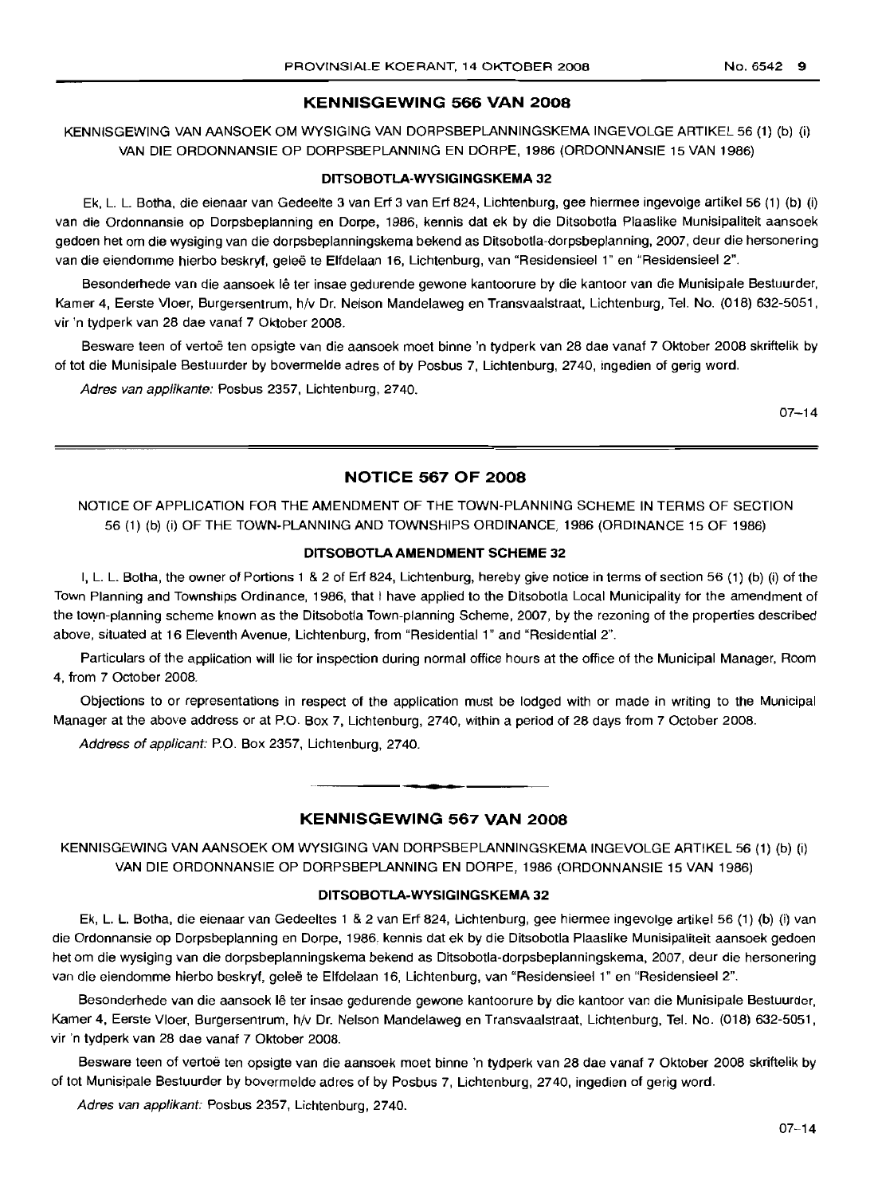## KENNISGEWING 566 VAN 2008

KENNISGEWING VAN AANSOEK OM WYSIGING VAN DORPSBEPLANNINGSKEMA INGEVOLGE ARTIKEL 56 (1) (b) (i) VAN DIE ORDONNANSIE OP DORPSBEPLANNING EN DORPE, 1986 (ORDONNANSIE 15 VAN 1986)

### DITSOBOTLA-WYSIGINGSKEMA 32

Ek, L. L. Botha, die eienaar van Gedeelte 3 van Erf 3 van Erf 824, Lichtenburg, gee hiermee ingevolge artikel 56 (1) (b) (i) van die Ordonnansie op Dorpsbeplanning en Dorpe, 1986, kennis dat ek by die Ditsobotla Plaaslike Munisipaliteit aansoek gedoen het om die wysiging van die dorpsbeplanningskema bekend as Ditsobotla-dorpsbeplanning, 2007, deur die hersonering van die eiendomme hierbo beskryf, geleë te Elfdelaan 16, Lichtenburg, van "Residensieel 1" en "Residensieel 2".

Besonderhede van die aansoek lê ter insae gedurende gewone kantoorure by die kantoor van die Munisipale Bestuurder, Kamer 4, Eerste Vloer, Burgersentrum, h/v Dr. Nelson Mandelaweg en Transvaalstraat, Lichtenburg, Tel. No. (018) 632-5051, vir 'n tydperk van 28 dae vanaf 7 Oktober 2008.

Besware teen of vertoë ten opsigte van die aansoek moet binne 'n tydperk van 28 dae vanaf 7 Oktober 2008 skriftelik by of tot die Munisipale Bestuurder by bovermelde adres of by Posbus 7, Lichtenburg, 2740, ingedien of gerig word.

*Adres van applikante:* Posbus 2357, Lichtenburg, 2740.

07–14

## NOTICE 567 OF 2008

NOTICE OF APPLICATION FOR THE AMENDMENT OF THE TOWN-PLANNING SCHEME IN TERMS OF SECTION 56 (1) (b) (i) OF THE TOWN-PLANNING AND TOWNSHIPS ORDINANCE, 1986 (ORDINANCE 15 OF 1986)

### DITSOBOTLA AMENDMENT SCHEME 32

I, L. L. Botha, the owner of Portions 1 & 2 of Erf 824, Lichtenburg, hereby give notice in terms of section 56 (1) (b) (i) of the Town Planning and Townships Ordinance, 1986, that I have applied to the Ditsobotla Local Municipality for the amendment of the town-planning scheme known as the Ditsobotla Town-planning Scheme, 2007, by the rezoning of the properties described above, situated at 16 Eleventh Avenue, Lichtenburg, from "Residential 1" and "Residential 2".

Particulars of the application will lie for inspection during normal office hours at the office of the Municipal Manager, Room 4, from 7 October 2008.

Objections to or representations in respect of the application must be lodged with or made in writing to the Municipal Manager at the above address or at P.O. Box 7, Lichtenburg, 2740, within a period of 28 days from 7 October 2008.

*Address of applicant:* P.O. Box 2357, Lichtenburg, 2740.

## KENNISGEWING 567 VAN 2008

KENNISGEWING VAN AANSOEK OM WYSIGING VAN DORPSBEPLANNINGSKEMA INGEVOLGE ARTIKEL 56 (1) (b) (i) VAN DIE ORDONNANSIE OP DORPSBEPLANNING EN DORPE, 1986 (ORDONNANSIE 15 VAN 1986)

### DITSOBOTLA-WYSIGINGSKEMA 32

Ek, L. L. Botha, die eienaar van Gedeeltes 1 & 2 van Erf 824, Lichtenburg, gee hiermee ingevolge artikel 56 (1) (b) (i) van die Ordonnansie op Dorpsbeplanning en Dorpe, 1986, kennis dat ek by die Ditsobotla Plaaslike Munisipaliteit aansoek gedoen het om die wysiging van die dorpsbeplanningskema bekend as Ditsobotla-dorpsbeplanningskema, 2007, deur die hersonering van die eiendomme hierbo beskryf, geleë te Elfdelaan 16, Lichtenburg, van "Residensieel 1" en "Residensieel 2".

Besonderhede van die aansoek lê ter insae gedurende gewone kantoorure by die kantoor van die Munisipale Bestuurder, Kamer 4, Eerste Vloer, Burgersentrum, h/v Dr. Nelson Mandelaweg en Transvaalstraat, Lichtenburg, Tel. No. (018) 632-5051, vir 'n tydperk van 28 dae vanaf 7 Oktober 2008.

Besware teen of vertoë ten opsigte van die aansoek moet binne 'n tydperk van 28 dae vanaf 7 Oktober 2008 skriftelik by of tot Munisipale Bestuurder by bovermelde adres of by Posbus 7, Lichtenburg, 2740, ingedien of gerig word.

*Adres van applikant:* Posbus 2357, Lichtenburg, 2740.

07–14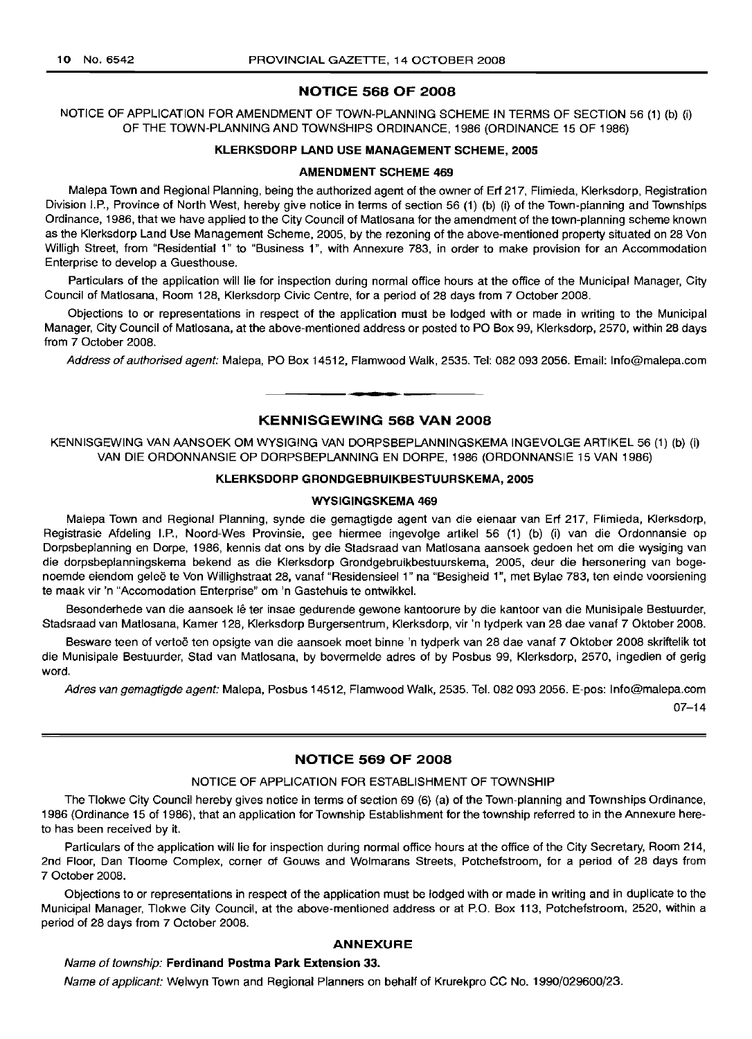## NOTICE 568 OF 2008

NOTICE OF APPLICATION FOR AMENDMENT OF TOWN-PLANNING SCHEME IN TERMS OF SECTION 56 (1) (b) (i) OF THE TOWN-PLANNING AND TOWNSHIPS ORDINANCE, 1986 (ORDINANCE 15 OF 1986)

### KLERKSDORP LAND USE MANAGEMENT SCHEME, 2005

### AMENDMENT SCHEME 469

Malepa Town and Regional Planning, being the authorized agent of the owner of Erf 217, Flimieda, Klerksdorp, Registration Division I.P., Province of North West, hereby give notice in terms of section 56 (1) (b) (i) of the Town-planning and Townships Ordinance, 1986, that we have applied to the City Council of Matlosana for the amendment of the town-planning scheme known as the Klerksdorp Land Use Management Scheme, 2005, by the rezoning of the above-mentioned property situated on 28 Von Willigh Street, from "Residential 1" to "Business 1", with Annexure 783, in order to make provision for an Accommodation Enterprise to develop a Guesthouse.

Particulars of the application will lie for inspection during normal office hours at the office of the Municipal Manager, City Council of Matlosana, Room 128, Klerksdorp Civic Centre, for a period of 28 days from 7 October 2008.

Objections to or representations in respect of the application must be lodged with or made in writing to the Municipal Manager, City Council of Matlosana, at the above-mentioned address or posted to PO Box 99, Klerksdorp, 2570, within 28 days from 7 October 2008.

*Address of authorised agent:* Malepa, PO Box 14512, Flamwood Walk, 2535. Tel: 082 093 2056. Email: Info@malepa.com

## KENNISGEWING 568 VAN 2008

KENNISGEWING VAN AANSOEK OM WYSIGING VAN DORPSBEPLANNINGSKEMA INGEVOLGE ARTIKEL 56 (1) (b) (i) VAN DIE ORDONNANSIE OP DORPSBEPLANNING EN DORPE, 1986 (ORDONNANSIE 15 VAN 1986)

### KLERKSDORP GRONDGEBRUIKBESTUURSKEMA, 2005

### WYSIGINGSKEMA 469

Malepa Town and Regional Planning, synde die gemagtigde agent van die eienaar van Erf 217, Flimieda, Klerksdorp, Registrasie Afdeling I.P., Noord-Wes Provinsie, gee hiermee ingevolge artikel 56 (1) (b) (i) van die Ordonnansie op Dorpsbeplanning en Dorpe, 1986, kennis dat ons by die Stadsraad van Matlosana aansoek gedoen het om die wysiging van die dorpsbeplanningskema bekend as die Klerksdorp Grondgebruikbestuurskema, 2005, deur die hersonering van bogenoemde eiendom geleë te Von Willighstraat 28, vanaf "Residensieel 1" na "Besigheid 1", met Bylae 783, ten einde voorsiening te maak vir 'n "Accomodation Enterprise" om 'n Gastehuis te ontwikkel.

Besonderhede van die aansoek lê ter insae gedurende gewone kantoorure by die kantoor van die Munisipale Bestuurder, Stadsraad van Matlosana, Kamer 128, Klerksdorp Burgersentrum, Klerksdorp, vir 'n tydperk van 28 dae vanaf 7 Oktober 2008.

Besware teen of vertoë ten opsigte van die aansoek moet binne 'n tydperk van 28 dae vanaf 7 Oktober 2008 skriftelik tot die Munisipale Bestuurder, Stad van Matlosana, by bovermelde adres of by Posbus 99, Klerksdorp, 2570, ingedien of gerig word.

*Adres van gemagtigde agent:* Malepa, Posbus 14512, Flamwood Walk, 2535. Tel. 082 093 2056. E-pos: Info@malepa.com

07–14

## NOTICE 569 OF 2008

NOTICE OF APPLICATION FOR ESTABLISHMENT OF TOWNSHIP

The Tlokwe City Council hereby gives notice in terms of section 69 (6) (a) of the Town-planning and Townships Ordinance, 1986 (Ordinance 15 of 1986), that an application for Township Establishment for the township referred to in the Annexure hereto has been received by it.

Particulars of the application will lie for inspection during normal office hours at the office of the City Secretary, Room 214, 2nd Floor, Dan Tloome Complex, corner of Gouws and Wolmarans Streets, Potchefstroom, for a period of 28 days from 7 October 2008.

Objections to or representations in respect of the application must be lodged with or made in writing and in duplicate to the Municipal Manager, Tlokwe City Council, at the above-mentioned address or at P.O. Box 113, Potchefstroom, 2520, within a period of 28 days from 7 October 2008.

### ANNEXURE

*Name of township:* **Ferdinand Postma Park Extension 33.**

*Name of applicant:* Welwyn Town and Regional Planners on behalf of Krurekpro CC No. 1990/029600/23.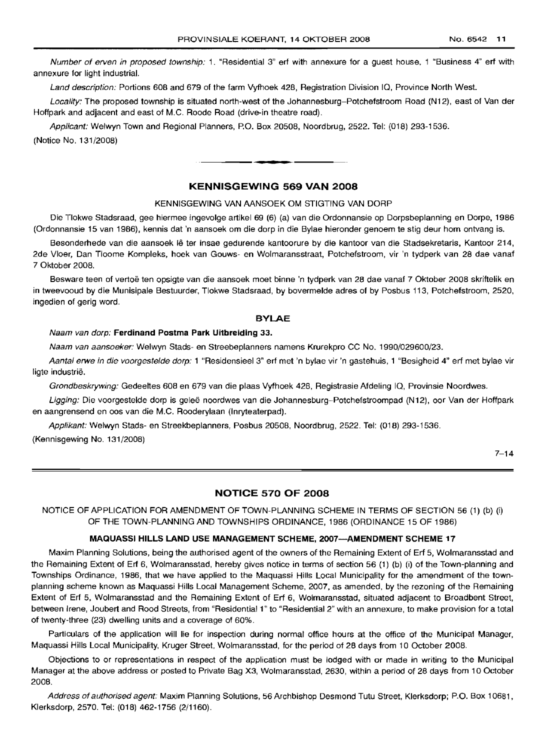*Number of erven in proposed township:* 1. "Residential 3" erf with annexure for a guest house, 1 "Business 4" erf with annexure for light industrial.

*Land description:* Portions 608 and 679 of the farm Vyfhoek 428, Registration Division IQ, Province North West.

*Locality:* The proposed township is situated north-west of the Johannesburg–Potchefstroom Road (N12), east of Van der Hoffpark and adjacent and east of M.C. Roode Road (drive-in theatre road).

*Applicant:* Welwyn Town and Regional Planners, P.O. Box 20508, Noordbrug, 2522. Tel: (018) 293-1536.

(Notice No. 131/2008)

---

## KENNISGEWING 569 VAN 2008

KENNISGEWING VAN AANSOEK OM STIGTING VAN DORP

Die Tlokwe Stadsraad, gee hiermee ingevolge artikel 69 (6) (a) van die Ordonnansie op Dorpsbeplanning en Dorpe, 1986 (Ordonnansie 15 van 1986), kennis dat 'n aansoek om die dorp in die Bylae hieronder genoem te stig deur hom ontvang is.

Besonderhede van die aansoek lê ter insae gedurende kantoorure by die kantoor van die Stadsekretaris, Kantoor 214, 2de Vloer, Dan Tloome Kompleks, hoek van Gouws- en Wolmaransstraat, Potchefstroom, vir 'n tydperk van 28 dae vanaf 7 Oktober 2008.

Besware teen of vertoë ten opsigte van die aansoek moet binne 'n tydperk van 28 dae vanaf 7 Oktober 2008 skriftelik en in tweevoud by die Munisipale Bestuurder, Tlokwe Stadsraad, by bovermelde adres of by Posbus 113, Potchefstroom, 2520, ingedien of gerig word.

### BYLAE

*Naam van dorp:* **Ferdinand Postma Park Uitbreiding 33.**

*Naam van aansoeker:* Welwyn Stads- en Streebeplanners namens Krurekpro CC No. 1990/029600/23.

*Aantal erwe in die voorgestelde dorp:* 1 "Residensieel 3" erf met 'n bylae vir 'n gastehuis, 1 "Besigheid 4" erf met bylae vir ligte industrie.

*Grondbeskrywing:* Gedeeltes 608 en 679 van die plaas Vyfhoek 428, Registrasie Afdeling IQ, Provinsie Noordwes.

*Ligging:* Die voorgestelde dorp is geleë noordwes van die Johannesburg–Potchefstroompad (N12), oor Van der Hoffpark en aangrensend en oos van die M.C. Rooderylaan (Inryteaterpad).

*Applikant:* Welwyn Stads- en Streekbeplanners, Posbus 20508, Noordbrug, 2522. Tel: (018) 293-1536.

(Kennisgewing No. 131/2008)

7–14

---

## NOTICE 570 OF 2008

NOTICE OF APPLICATION FOR AMENDMENT OF TOWN-PLANNING SCHEME IN TERMS OF SECTION 56 (1) (b) (i) OF THE TOWN-PLANNING AND TOWNSHIPS ORDINANCE, 1986 (ORDINANCE 15 OF 1986)

### MAQUASSI HILLS LAND USE MANAGEMENT SCHEME, 2007—AMENDMENT SCHEME 17

Maxim Planning Solutions, being the authorised agent of the owners of the Remaining Extent of Erf 5, Wolmaransstad and the Remaining Extent of Erf 6, Wolmaransstad, hereby gives notice in terms of section 56 (1) (b) (i) of the Town-planning and Townships Ordinance, 1986, that we have applied to the Maquassi Hills Local Municipality for the amendment of the town-planning scheme known as Maquassi Hills Local Management Scheme, 2007, as amended, by the rezoning of the Remaining Extent of Erf 5, Wolmaransstad and the Remaining Extent of Erf 6, Wolmaransstad, situated adjacent to Broadbent Street, between Irene, Joubert and Rood Streets, from "Residential 1" to "Residential 2" with an annexure, to make provision for a total of twenty-three (23) dwelling units and a coverage of 60%.

Particulars of the application will lie for inspection during normal office hours at the office of the Municipal Manager, Maquassi Hills Local Municipality, Kruger Street, Wolmaransstad, for the period of 28 days from 10 October 2008.

Objections to or representations in respect of the application must be lodged with or made in writing to the Municipal Manager at the above address or posted to Private Bag X3, Wolmaransstad, 2630, within a period of 28 days from 10 October 2008.

*Address of authorised agent:* Maxim Planning Solutions, 56 Archbishop Desmond Tutu Street, Klerksdorp; P.O. Box 10681, Klerksdorp, 2570. Tel: (018) 462-1756 (2/1160).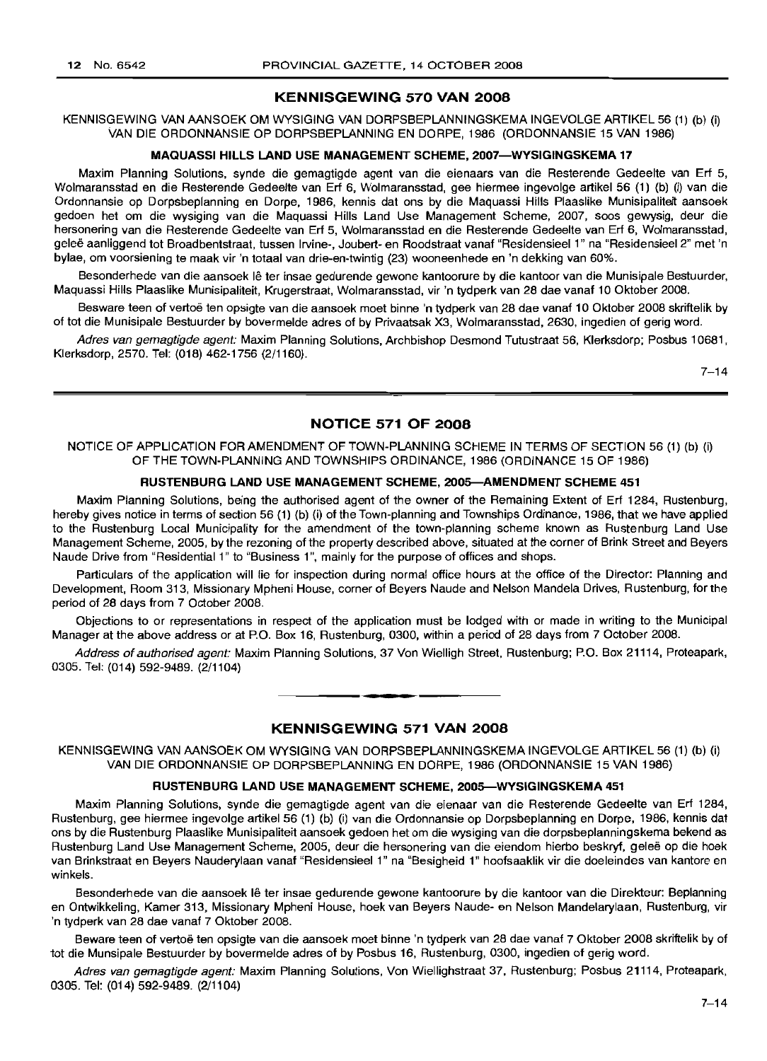## KENNISGEWING 570 VAN 2008

KENNISGEWING VAN AANSOEK OM WYSIGING VAN DORPSBEPLANNINGSKEMA INGEVOLGE ARTIKEL 56 (1) (b) (i) VAN DIE ORDONNANSIE OP DORPSBEPLANNING EN DORPE, 1986 (ORDONNANSIE 15 VAN 1986)

### MAQUASSI HILLS LAND USE MANAGEMENT SCHEME, 2007—WYSIGINGSKEMA 17

Maxim Planning Solutions, synde die gemagtigde agent van die eienaars van die Resterende Gedeelte van Erf 5, Wolmaransstad en die Resterende Gedeelte van Erf 6, Wolmaransstad, gee hiermee ingevolge artikel 56 (1) (b) (i) van die Ordonnansie op Dorpsbeplanning en Dorpe, 1986, kennis dat ons by die Maquassi Hills Plaaslike Munisipaliteit aansoek gedoen het om die wysiging van die Maquassi Hills Land Use Management Scheme, 2007, soos gewysig, deur die hersonering van die Resterende Gedeelte van Erf 5, Wolmaransstad en die Resterende Gedeelte van Erf 6, Wolmaransstad, geleë aanliggend tot Broadbentstraat, tussen Irvine-, Joubert- en Roodstraat vanaf "Residensieel 1" na "Residensieel 2" met 'n bylae, om voorsiening te maak vir 'n totaal van drie-en-twintig (23) wooneenhede en 'n dekking van 60%.

Besonderhede van die aansoek lê ter insae gedurende gewone kantoorure by die kantoor van die Munisipale Bestuurder, Maquassi Hills Plaaslike Munisipaliteit, Krugerstraat, Wolmaransstad, vir 'n tydperk van 28 dae vanaf 10 Oktober 2008.

Besware teen of vertoë ten opsigte van die aansoek moet binne 'n tydperk van 28 dae vanaf 10 Oktober 2008 skriftelik by of tot die Munisipale Bestuurder by bovermelde adres of by Privaatsak X3, Wolmaransstad, 2630, ingedien of gerig word.

*Adres van gemagtigde agent:* Maxim Planning Solutions, Archbishop Desmond Tutustraat 56, Klerksdorp; Posbus 10681, Klerksdorp, 2570. Tel: (018) 462-1756 (2/1160).

7–14

## NOTICE 571 OF 2008

NOTICE OF APPLICATION FOR AMENDMENT OF TOWN-PLANNING SCHEME IN TERMS OF SECTION 56 (1) (b) (i) OF THE TOWN-PLANNING AND TOWNSHIPS ORDINANCE, 1986 (ORDINANCE 15 OF 1986)

### RUSTENBURG LAND USE MANAGEMENT SCHEME, 2005—AMENDMENT SCHEME 451

Maxim Planning Solutions, being the authorised agent of the owner of the Remaining Extent of Erf 1284, Rustenburg, hereby gives notice in terms of section 56 (1) (b) (i) of the Town-planning and Townships Ordinance, 1986, that we have applied to the Rustenburg Local Municipality for the amendment of the town-planning scheme known as Rustenburg Land Use Management Scheme, 2005, by the rezoning of the property described above, situated at the corner of Brink Street and Beyers Naude Drive from "Residential 1" to "Business 1", mainly for the purpose of offices and shops.

Particulars of the application will lie for inspection during normal office hours at the office of the Director: Planning and Development, Room 313, Missionary Mpheni House, corner of Beyers Naude and Nelson Mandela Drives, Rustenburg, for the period of 28 days from 7 October 2008.

Objections to or representations in respect of the application must be lodged with or made in writing to the Municipal Manager at the above address or at P.O. Box 16, Rustenburg, 0300, within a period of 28 days from 7 October 2008.

*Address of authorised agent:* Maxim Planning Solutions, 37 Von Wielligh Street, Rustenburg; P.O. Box 21114, Proteapark, 0305. Tel: (014) 592-9489. (2/1104)

## KENNISGEWING 571 VAN 2008

KENNISGEWING VAN AANSOEK OM WYSIGING VAN DORPSBEPLANNINGSKEMA INGEVOLGE ARTIKEL 56 (1) (b) (i) VAN DIE ORDONNANSIE OP DORPSBEPLANNING EN DORPE, 1986 (ORDONNANSIE 15 VAN 1986)

### RUSTENBURG LAND USE MANAGEMENT SCHEME, 2005—WYSIGINGSKEMA 451

Maxim Planning Solutions, synde die gemagtigde agent van die eienaar van die Resterende Gedeelte van Erf 1284, Rustenburg, gee hiermee ingevolge artikel 56 (1) (b) (i) van die Ordonnansie op Dorpsbeplanning en Dorpe, 1986, kennis dat ons by die Rustenburg Plaaslike Munisipaliteit aansoek gedoen het om die wysiging van die dorpsbeplanningskema bekend as Rustenburg Land Use Management Scheme, 2005, deur die hersonering van die eiendom hierbo beskryf, geleë op die hoek van Brinkstraat en Beyers Nauderylaan vanaf "Residensieel 1" na "Besigheid 1" hoofsaaklik vir die doeleindes van kantore en winkels.

Besonderhede van die aansoek lê ter insae gedurende gewone kantoorure by die kantoor van die Direkteur: Beplanning en Ontwikkeling, Kamer 313, Missionary Mpheni House, hoek van Beyers Naude- en Nelson Mandelarylaan, Rustenburg, vir 'n tydperk van 28 dae vanaf 7 Oktober 2008.

Beware teen of vertoë ten opsigte van die aansoek moet binne 'n tydperk van 28 dae vanaf 7 Oktober 2008 skriftelik by of tot die Munsipale Bestuurder by bovermelde adres of by Posbus 16, Rustenburg, 0300, ingedien of gerig word.

*Adres van gemagtigde agent:* Maxim Planning Solutions, Von Wiellighstraat 37, Rustenburg; Posbus 21114, Proteapark, 0305. Tel: (014) 592-9489. (2/1104)

7–14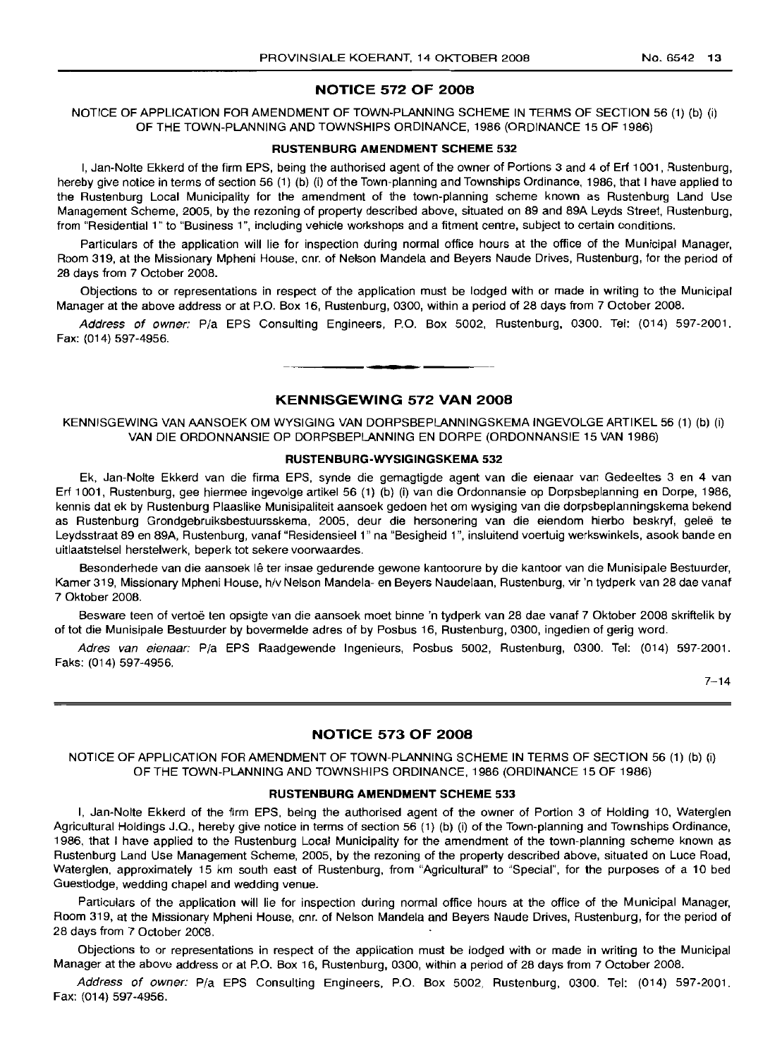## NOTICE 572 OF 2008

NOTICE OF APPLICATION FOR AMENDMENT OF TOWN-PLANNING SCHEME IN TERMS OF SECTION 56 (1) (b) (i) OF THE TOWN-PLANNING AND TOWNSHIPS ORDINANCE, 1986 (ORDINANCE 15 OF 1986)

### RUSTENBURG AMENDMENT SCHEME 532

I, Jan-Nolte Ekkerd of the firm EPS, being the authorised agent of the owner of Portions 3 and 4 of Erf 1001, Rustenburg, hereby give notice in terms of section 56 (1) (b) (i) of the Town-planning and Townships Ordinance, 1986, that I have applied to the Rustenburg Local Municipality for the amendment of the town-planning scheme known as Rustenburg Land Use Management Scheme, 2005, by the rezoning of property described above, situated on 89 and 89A Leyds Street, Rustenburg, from "Residential 1" to "Business 1", including vehicle workshops and a fitment centre, subject to certain conditions.

Particulars of the application will lie for inspection during normal office hours at the office of the Municipal Manager, Room 319, at the Missionary Mpheni House, cnr. of Nelson Mandela and Beyers Naude Drives, Rustenburg, for the period of 28 days from 7 October 2008.

Objections to or representations in respect of the application must be lodged with or made in writing to the Municipal Manager at the above address or at P.O. Box 16, Rustenburg, 0300, within a period of 28 days from 7 October 2008.

*Address of owner:* P/a EPS Consulting Engineers, P.O. Box 5002, Rustenburg, 0300. Tel: (014) 597-2001. Fax: (014) 597-4956.

## KENNISGEWING 572 VAN 2008

KENNISGEWING VAN AANSOEK OM WYSIGING VAN DORPSBEPLANNINGSKEMA INGEVOLGE ARTIKEL 56 (1) (b) (i) VAN DIE ORDONNANSIE OP DORPSBEPLANNING EN DORPE (ORDONNANSIE 15 VAN 1986)

### RUSTENBURG-WYSIGINGSKEMA 532

Ek, Jan-Nolte Ekkerd van die firma EPS, synde die gemagtigde agent van die eienaar van Gedeeltes 3 en 4 van Erf 1001, Rustenburg, gee hiermee ingevolge artikel 56 (1) (b) (i) van die Ordonnansie op Dorpsbeplanning en Dorpe, 1986, kennis dat ek by Rustenburg Plaaslike Munisipaliteit aansoek gedoen het om wysiging van die dorpsbeplanningskema bekend as Rustenburg Grondgebruiksbestuursskema, 2005, deur die hersonering van die eiendom hierbo beskryf, geleë te Leydsstraat 89 en 89A, Rustenburg, vanaf "Residensieel 1" na "Besigheid 1", insluitend voertuig werkswinkels, asook bande en uitlaatstelsel herstelwerk, beperk tot sekere voorwaardes.

Besonderhede van die aansoek lê ter insae gedurende gewone kantoorure by die kantoor van die Munisipale Bestuurder, Kamer 319, Missionary Mpheni House, h/v Nelson Mandela- en Beyers Naudelaan, Rustenburg, vir 'n tydperk van 28 dae vanaf 7 Oktober 2008.

Besware teen of vertoë ten opsigte van die aansoek moet binne 'n tydperk van 28 dae vanaf 7 Oktober 2008 skriftelik by of tot die Munisipale Bestuurder by bovermelde adres of by Posbus 16, Rustenburg, 0300, ingedien of gerig word.

*Adres van eienaar:* P/a EPS Raadgewende Ingenieurs, Posbus 5002, Rustenburg, 0300. Tel: (014) 597-2001. Faks: (014) 597-4956.

7–14

## NOTICE 573 OF 2008

NOTICE OF APPLICATION FOR AMENDMENT OF TOWN-PLANNING SCHEME IN TERMS OF SECTION 56 (1) (b) (i) OF THE TOWN-PLANNING AND TOWNSHIPS ORDINANCE, 1986 (ORDINANCE 15 OF 1986)

### RUSTENBURG AMENDMENT SCHEME 533

I, Jan-Nolte Ekkerd of the firm EPS, being the authorised agent of the owner of Portion 3 of Holding 10, Waterglen Agricultural Holdings J.Q., hereby give notice in terms of section 56 (1) (b) (i) of the Town-planning and Townships Ordinance, 1986, that I have applied to the Rustenburg Local Municipality for the amendment of the town-planning scheme known as Rustenburg Land Use Management Scheme, 2005, by the rezoning of the property described above, situated on Luce Road, Waterglen, approximately 15 km south east of Rustenburg, from "Agricultural" to "Special", for the purposes of a 10 bed Guestlodge, wedding chapel and wedding venue.

Particulars of the application will lie for inspection during normal office hours at the office of the Municipal Manager, Room 319, at the Missionary Mpheni House, cnr. of Nelson Mandela and Beyers Naude Drives, Rustenburg, for the period of 28 days from 7 October 2008.

Objections to or representations in respect of the application must be lodged with or made in writing to the Municipal Manager at the above address or at P.O. Box 16, Rustenburg, 0300, within a period of 28 days from 7 October 2008.

*Address of owner:* P/a EPS Consulting Engineers, P.O. Box 5002, Rustenburg, 0300. Tel: (014) 597-2001. Fax: (014) 597-4956.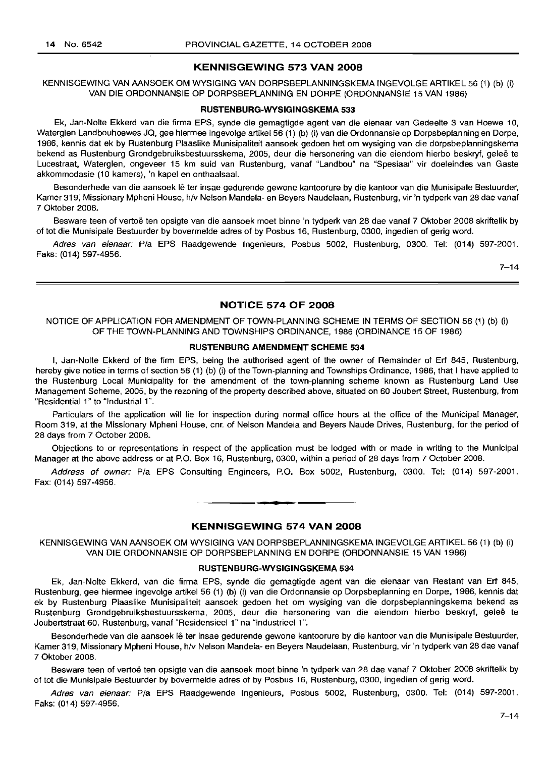## KENNISGEWING 573 VAN 2008

KENNISGEWING VAN AANSOEK OM WYSIGING VAN DORPSBEPLANNINGSKEMA INGEVOLGE ARTIKEL 56 (1) (b) (i) VAN DIE ORDONNANSIE OP DORPSBEPLANNING EN DORPE (ORDONNANSIE 15 VAN 1986)

### RUSTENBURG-WYSIGINGSKEMA 533

Ek, Jan-Nolte Ekkerd van die firma EPS, synde die gemagtigde agent van die eienaar van Gedeelte 3 van Hoewe 10, Waterglen Landbouhoewes JQ, gee hiermee ingevolge artikel 56 (1) (b) (i) van die Ordonnansie op Dorpsbeplanning en Dorpe, 1986, kennis dat ek by Rustenburg Plaaslike Munisipaliteit aansoek gedoen het om wysiging van die dorpsbeplanningskema bekend as Rustenburg Grondgebruiksbestuursskema, 2005, deur die hersonering van die eiendom hierbo beskryf, geleë te Lucestraat, Waterglen, ongeveer 15 km suid van Rustenburg, vanaf "Landbou" na "Spesiaal" vir doeleindes van Gaste akkommodasie (10 kamers), 'n kapel en onthaalsaal.

Besonderhede van die aansoek lê ter insae gedurende gewone kantoorure by die kantoor van die Munisipale Bestuurder, Kamer 319, Missionary Mpheni House, h/v Nelson Mandela- en Beyers Naudelaan, Rustenburg, vir 'n tydperk van 28 dae vanaf 7 Oktober 2008.

Besware teen of vertoë ten opsigte van die aansoek moet binne 'n tydperk van 28 dae vanaf 7 Oktober 2008 skriftelik by of tot die Munisipale Bestuurder by bovermelde adres of by Posbus 16, Rustenburg, 0300, ingedien of gerig word.

*Adres van eienaar:* P/a EPS Raadgewende Ingenieurs, Posbus 5002, Rustenburg, 0300. Tel: (014) 597-2001. Faks: (014) 597-4956.

7–14

## NOTICE 574 OF 2008

NOTICE OF APPLICATION FOR AMENDMENT OF TOWN-PLANNING SCHEME IN TERMS OF SECTION 56 (1) (b) (i) OF THE TOWN-PLANNING AND TOWNSHIPS ORDINANCE, 1986 (ORDINANCE 15 OF 1986)

### RUSTENBURG AMENDMENT SCHEME 534

I, Jan-Nolte Ekkerd of the firm EPS, being the authorised agent of the owner of Remainder of Erf 845, Rustenburg, hereby give notice in terms of section 56 (1) (b) (i) of the Town-planning and Townships Ordinance, 1986, that I have applied to the Rustenburg Local Municipality for the amendment of the town-planning scheme known as Rustenburg Land Use Management Scheme, 2005, by the rezoning of the property described above, situated on 60 Joubert Street, Rustenburg, from "Residential 1" to "Industrial 1".

Particulars of the application will lie for inspection during normal office hours at the office of the Municipal Manager, Room 319, at the Missionary Mpheni House, cnr. of Nelson Mandela and Beyers Naude Drives, Rustenburg, for the period of 28 days from 7 October 2008.

Objections to or representations in respect of the application must be lodged with or made in writing to the Municipal Manager at the above address or at P.O. Box 16, Rustenburg, 0300, within a period of 28 days from 7 October 2008.

*Address of owner:* P/a EPS Consulting Engineers, P.O. Box 5002, Rustenburg, 0300. Tel: (014) 597-2001. Fax: (014) 597-4956.

## KENNISGEWING 574 VAN 2008

KENNISGEWING VAN AANSOEK OM WYSIGING VAN DORPSBEPLANNINGSKEMA INGEVOLGE ARTIKEL 56 (1) (b) (i) VAN DIE ORDONNANSIE OP DORPSBEPLANNING EN DORPE (ORDONNANSIE 15 VAN 1986)

### RUSTENBURG-WYSIGINGSKEMA 534

Ek, Jan-Nolte Ekkerd, van die firma EPS, synde die gemagtigde agent van die eienaar van Restant van Erf 845, Rustenburg, gee hiermee ingevolge artikel 56 (1) (b) (i) van die Ordonnansie op Dorpsbeplanning en Dorpe, 1986, kennis dat ek by Rustenburg Plaaslike Munisipaliteit aansoek gedoen het om wysiging van die dorpsbeplanningskema bekend as Rustenburg Grondgebruiksbestuursskema, 2005, deur die hersonering van die eiendom hierbo beskryf, geleë te Joubertstraat 60, Rustenburg, vanaf "Residensieel 1" na "Industrieel 1".

Besonderhede van die aansoek lê ter insae gedurende gewone kantoorure by die kantoor van die Munisipale Bestuurder, Kamer 319, Missionary Mpheni House, h/v Nelson Mandela- en Beyers Naudelaan, Rustenburg, vir 'n tydperk van 28 dae vanaf 7 Oktober 2008.

Besware teen of vertoë ten opsigte van die aansoek moet binne 'n tydperk van 28 dae vanaf 7 Oktober 2008 skriftelik by of tot die Munisipale Bestuurder by bovermelde adres of by Posbus 16, Rustenburg, 0300, ingedien of gerig word.

*Adres van eienaar:* P/a EPS Raadgewende Ingenieurs, Posbus 5002, Rustenburg, 0300. Tel: (014) 597-2001. Faks: (014) 597-4956.

7–14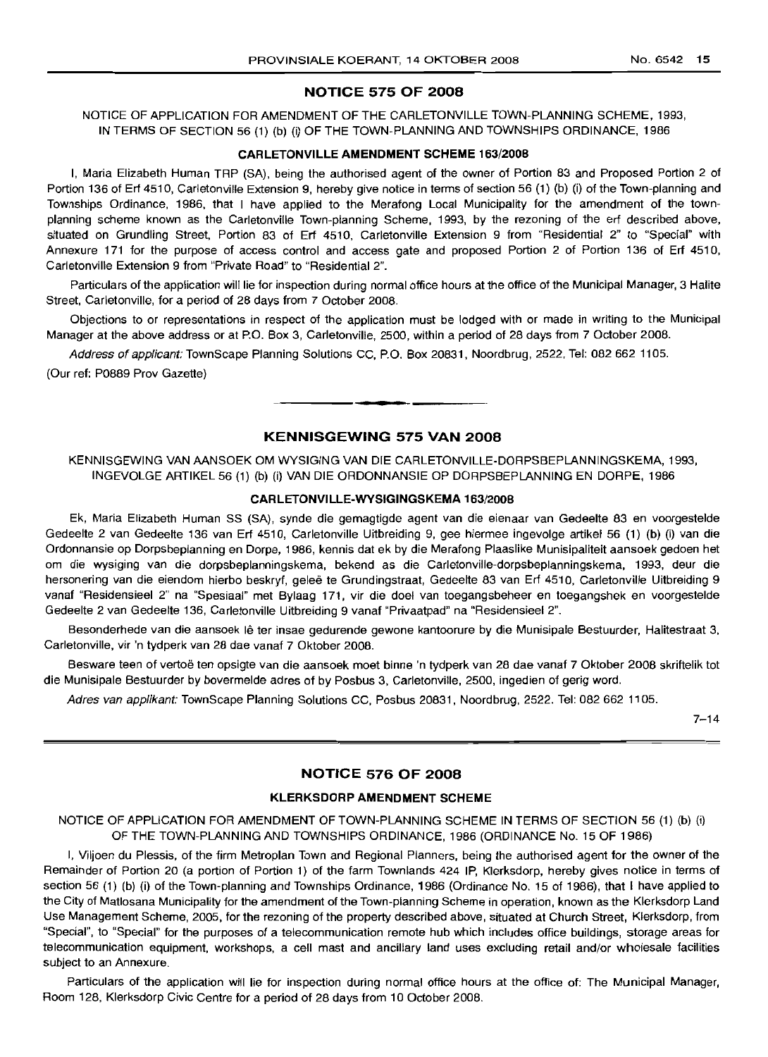## NOTICE 575 OF 2008

NOTICE OF APPLICATION FOR AMENDMENT OF THE CARLETONVILLE TOWN-PLANNING SCHEME, 1993, IN TERMS OF SECTION 56 (1) (b) (i) OF THE TOWN-PLANNING AND TOWNSHIPS ORDINANCE, 1986

### CARLETONVILLE AMENDMENT SCHEME 163/2008

I, Maria Elizabeth Human TRP (SA), being the authorised agent of the owner of Portion 83 and Proposed Portion 2 of Portion 136 of Erf 4510, Carletonville Extension 9, hereby give notice in terms of section 56 (1) (b) (i) of the Town-planning and Townships Ordinance, 1986, that I have applied to the Merafong Local Municipality for the amendment of the town-planning scheme known as the Carletonville Town-planning Scheme, 1993, by the rezoning of the erf described above, situated on Grundling Street, Portion 83 of Erf 4510, Carletonville Extension 9 from "Residential 2" to "Special" with Annexure 171 for the purpose of access control and access gate and proposed Portion 2 of Portion 136 of Erf 4510, Carletonville Extension 9 from "Private Road" to "Residential 2".

Particulars of the application will lie for inspection during normal office hours at the office of the Municipal Manager, 3 Halite Street, Carletonville, for a period of 28 days from 7 October 2008.

Objections to or representations in respect of the application must be lodged with or made in writing to the Municipal Manager at the above address or at P.O. Box 3, Carletonville, 2500, within a period of 28 days from 7 October 2008.

*Address of applicant:* TownScape Planning Solutions CC, P.O. Box 20831, Noordbrug, 2522, Tel: 082 662 1105.

(Our ref: P0889 Prov Gazette)

---

## KENNISGEWING 575 VAN 2008

KENNISGEWING VAN AANSOEK OM WYSIGING VAN DIE CARLETONVILLE-DORPSBEPLANNINGSKEMA, 1993, INGEVOLGE ARTIKEL 56 (1) (b) (i) VAN DIE ORDONNANSIE OP DORPSBEPLANNING EN DORPE, 1986

### CARLETONVILLE-WYSIGINGSKEMA 163/2008

Ek, Maria Elizabeth Human SS (SA), synde die gemagtigde agent van die eienaar van Gedeelte 83 en voorgestelde Gedeelte 2 van Gedeelte 136 van Erf 4510, Carletonville Uitbreiding 9, gee hiermee ingevolge artikel 56 (1) (b) (i) van die Ordonnansie op Dorpsbeplanning en Dorpe, 1986, kennis dat ek by die Merafong Plaaslike Munisipaliteit aansoek gedoen het om die wysiging van die dorpsbeplanningskema, bekend as die Carletonville-dorpsbeplanningskema, 1993, deur die hersonering van die eiendom hierbo beskryf, geleë te Grundingstraat, Gedeelte 83 van Erf 4510, Carletonville Uitbreiding 9 vanaf "Residensieel 2" na "Spesiaal" met Bylaag 171, vir die doel van toegangsbeheer en toegangshek en voorgestelde Gedeelte 2 van Gedeelte 136, Carletonville Uitbreiding 9 vanaf "Privaatpad" na "Residensieel 2".

Besonderhede van die aansoek lê ter insae gedurende gewone kantoorure by die Munisipale Bestuurder, Halitestraat 3, Carletonville, vir 'n tydperk van 28 dae vanaf 7 Oktober 2008.

Besware teen of vertoë ten opsigte van die aansoek moet binne 'n tydperk van 28 dae vanaf 7 Oktober 2008 skriftelik tot die Munisipale Bestuurder by bovermelde adres of by Posbus 3, Carletonville, 2500, ingedien of gerig word.

*Adres van applikant:* TownScape Planning Solutions CC, Posbus 20831, Noordbrug, 2522. Tel: 082 662 1105.

7–14

---

## NOTICE 576 OF 2008

### KLERKSDORP AMENDMENT SCHEME

NOTICE OF APPLICATION FOR AMENDMENT OF TOWN-PLANNING SCHEME IN TERMS OF SECTION 56 (1) (b) (i) OF THE TOWN-PLANNING AND TOWNSHIPS ORDINANCE, 1986 (ORDINANCE No. 15 OF 1986)

I, Viljoen du Plessis, of the firm Metroplan Town and Regional Planners, being the authorised agent for the owner of the Remainder of Portion 20 (a portion of Portion 1) of the farm Townlands 424 IP, Klerksdorp, hereby gives notice in terms of section 56 (1) (b) (i) of the Town-planning and Townships Ordinance, 1986 (Ordinance No. 15 of 1986), that I have applied to the City of Matlosana Municipality for the amendment of the Town-planning Scheme in operation, known as the Klerksdorp Land Use Management Scheme, 2005, for the rezoning of the property described above, situated at Church Street, Klerksdorp, from "Special", to "Special" for the purposes of a telecommunication remote hub which includes office buildings, storage areas for telecommunication equipment, workshops, a cell mast and ancillary land uses excluding retail and/or wholesale facilities subject to an Annexure.

Particulars of the application will lie for inspection during normal office hours at the office of: The Municipal Manager, Room 128, Klerksdorp Civic Centre for a period of 28 days from 10 October 2008.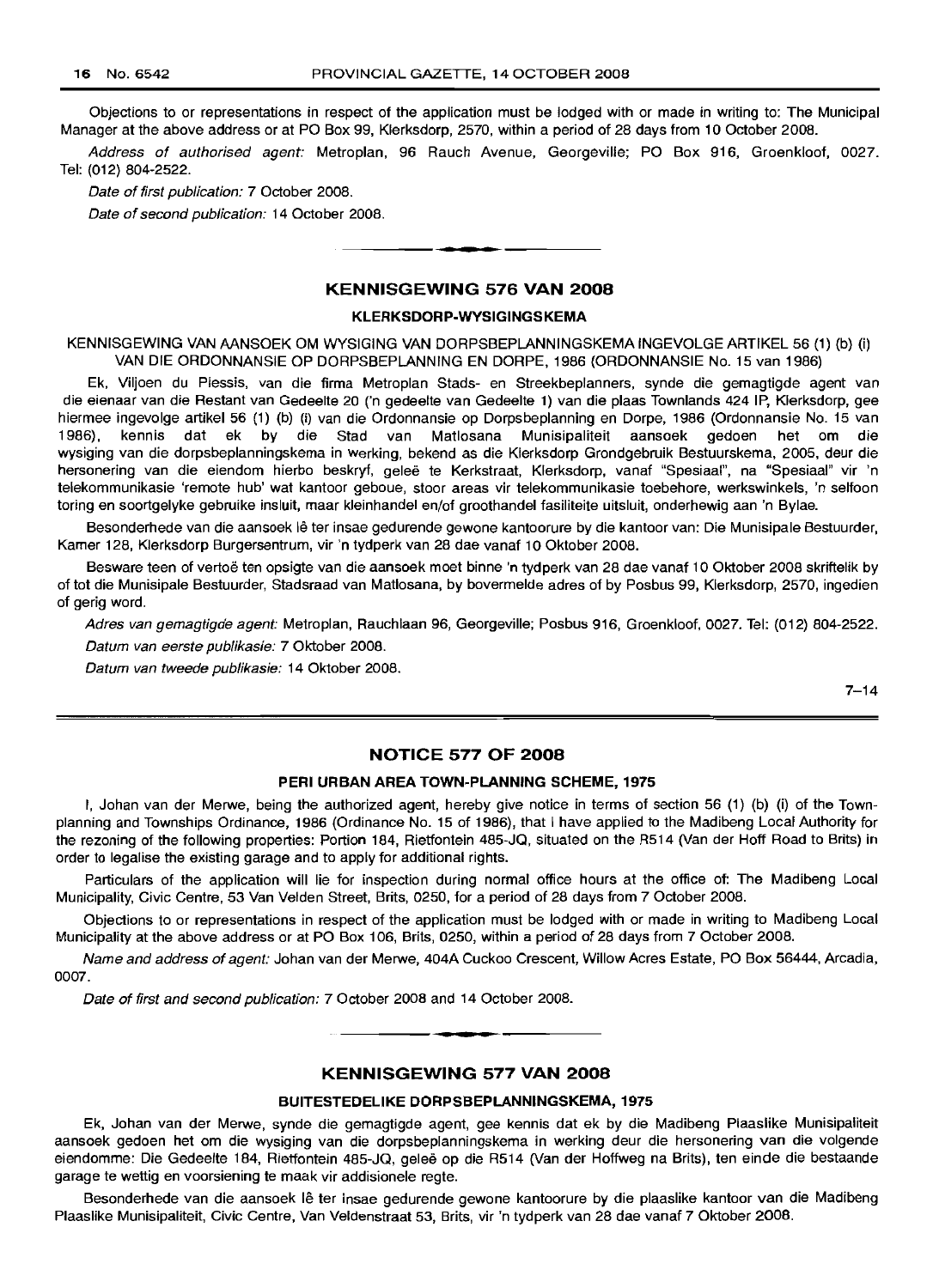Objections to or representations in respect of the application must be lodged with or made in writing to: The Municipal Manager at the above address or at PO Box 99, Klerksdorp, 2570, within a period of 28 days from 10 October 2008.

*Address of authorised agent:* Metroplan, 96 Rauch Avenue, Georgeville; PO Box 916, Groenkloof, 0027. Tel: (012) 804-2522.

*Date of first publication:* 7 October 2008.

*Date of second publication:* 14 October 2008.

## KENNISGEWING 576 VAN 2008

### KLERKSDORP-WYSIGINGSKEMA

KENNISGEWING VAN AANSOEK OM WYSIGING VAN DORPSBEPLANNINGSKEMA INGEVOLGE ARTIKEL 56 (1) (b) (i) VAN DIE ORDONNANSIE OP DORPSBEPLANNING EN DORPE, 1986 (ORDONNANSIE No. 15 van 1986)

Ek, Viljoen du Plessis, van die firma Metroplan Stads- en Streekbeplanners, synde die gemagtigde agent van die eienaar van die Restant van Gedeelte 20 ('n gedeelte van Gedeelte 1) van die plaas Townlands 424 IP, Klerksdorp, gee hiermee ingevolge artikel 56 (1) (b) (i) van die Ordonnansie op Dorpsbeplanning en Dorpe, 1986 (Ordonnansie No. 15 van 1986), kennis dat ek by die Stad van Matlosana Munisipaliteit aansoek gedoen het om die wysiging van die dorpsbeplanningskema in werking, bekend as die Klerksdorp Grondgebruik Bestuurskema, 2005, deur die hersonering van die eiendom hierbo beskryf, geleë te Kerkstraat, Klerksdorp, vanaf "Spesiaal", na "Spesiaal" vir 'n telekommunikasie 'remote hub' wat kantoor geboue, stoor areas vir telekommunikasie toebehore, werkswinkels, 'n selfoon toring en soortgelyke gebruike insluit, maar kleinhandel en/of groothandel fasiliteite uitsluit, onderhewig aan 'n Bylae.

Besonderhede van die aansoek lê ter insae gedurende gewone kantoorure by die kantoor van: Die Munisipale Bestuurder, Kamer 128, Klerksdorp Burgersentrum, vir 'n tydperk van 28 dae vanaf 10 Oktober 2008.

Besware teen of vertoë ten opsigte van die aansoek moet binne 'n tydperk van 28 dae vanaf 10 Oktober 2008 skriftelik by of tot die Munisipale Bestuurder, Stadsraad van Matlosana, by bovermelde adres of by Posbus 99, Klerksdorp, 2570, ingedien of gerig word.

*Adres van gemagtigde agent:* Metroplan, Rauchlaan 96, Georgeville; Posbus 916, Groenkloof, 0027. Tel: (012) 804-2522.

*Datum van eerste publikasie:* 7 Oktober 2008.

*Datum van tweede publikasie:* 14 Oktober 2008.

7–14

## NOTICE 577 OF 2008

### PERI URBAN AREA TOWN-PLANNING SCHEME, 1975

I, Johan van der Merwe, being the authorized agent, hereby give notice in terms of section 56 (1) (b) (i) of the Town-planning and Townships Ordinance, 1986 (Ordinance No. 15 of 1986), that I have applied to the Madibeng Local Authority for the rezoning of the following properties: Portion 184, Rietfontein 485-JQ, situated on the R514 (Van der Hoff Road to Brits) in order to legalise the existing garage and to apply for additional rights.

Particulars of the application will lie for inspection during normal office hours at the office of: The Madibeng Local Municipality, Civic Centre, 53 Van Velden Street, Brits, 0250, for a period of 28 days from 7 October 2008.

Objections to or representations in respect of the application must be lodged with or made in writing to Madibeng Local Municipality at the above address or at PO Box 106, Brits, 0250, within a period of 28 days from 7 October 2008.

*Name and address of agent:* Johan van der Merwe, 404A Cuckoo Crescent, Willow Acres Estate, PO Box 56444, Arcadia, 0007.

*Date of first and second publication:* 7 October 2008 and 14 October 2008.

## KENNISGEWING 577 VAN 2008

### BUITESTEDELIKE DORPSBEPLANNINGSKEMA, 1975

Ek, Johan van der Merwe, synde die gemagtigde agent, gee kennis dat ek by die Madibeng Plaaslike Munisipaliteit aansoek gedoen het om die wysiging van die dorpsbeplanningskema in werking deur die hersonering van die volgende eiendomme: Die Gedeelte 184, Rietfontein 485-JQ, geleë op die R514 (Van der Hoffweg na Brits), ten einde die bestaande garage te wettig en voorsiening te maak vir addisionele regte.

Besonderhede van die aansoek lê ter insae gedurende gewone kantoorure by die plaaslike kantoor van die Madibeng Plaaslike Munisipaliteit, Civic Centre, Van Veldenstraat 53, Brits, vir 'n tydperk van 28 dae vanaf 7 Oktober 2008.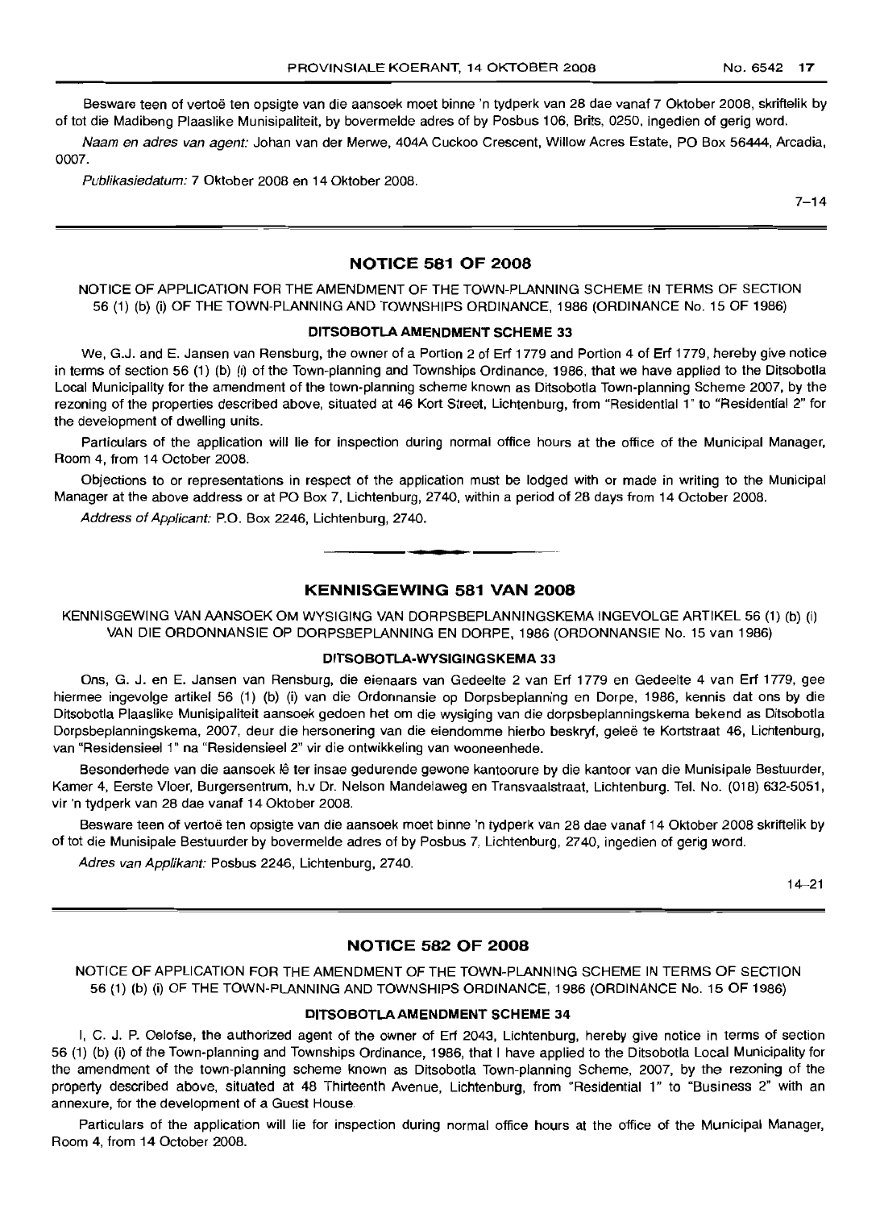Besware teen of vertoë ten opsigte van die aansoek moet binne 'n tydperk van 28 dae vanaf 7 Oktober 2008, skriftelik by of tot die Madibeng Plaaslike Munisipaliteit, by bovermelde adres of by Posbus 106, Brits, 0250, ingedien of gerig word.

*Naam en adres van agent:* Johan van der Merwe, 404A Cuckoo Crescent, Willow Acres Estate, PO Box 56444, Arcadia, 0007.

*Publikasiedatum:* 7 Oktober 2008 en 14 Oktober 2008.

7–14

## NOTICE 581 OF 2008

NOTICE OF APPLICATION FOR THE AMENDMENT OF THE TOWN-PLANNING SCHEME IN TERMS OF SECTION 56 (1) (b) (i) OF THE TOWN-PLANNING AND TOWNSHIPS ORDINANCE, 1986 (ORDINANCE No. 15 OF 1986)

### DITSOBOTLA AMENDMENT SCHEME 33

We, G.J. and E. Jansen van Rensburg, the owner of a Portion 2 of Erf 1779 and Portion 4 of Erf 1779, hereby give notice in terms of section 56 (1) (b) (i) of the Town-planning and Townships Ordinance, 1986, that we have applied to the Ditsobotla Local Municipality for the amendment of the town-planning scheme known as Ditsobotla Town-planning Scheme 2007, by the rezoning of the properties described above, situated at 46 Kort Street, Lichtenburg, from "Residential 1" to "Residential 2" for the development of dwelling units.

Particulars of the application will lie for inspection during normal office hours at the office of the Municipal Manager, Room 4, from 14 October 2008.

Objections to or representations in respect of the application must be lodged with or made in writing to the Municipal Manager at the above address or at PO Box 7, Lichtenburg, 2740, within a period of 28 days from 14 October 2008.

*Address of Applicant:* P.O. Box 2246, Lichtenburg, 2740.

## KENNISGEWING 581 VAN 2008

KENNISGEWING VAN AANSOEK OM WYSIGING VAN DORPSBEPLANNINGSKEMA INGEVOLGE ARTIKEL 56 (1) (b) (i) VAN DIE ORDONNANSIE OP DORPSBEPLANNING EN DORPE, 1986 (ORDONNANSIE No. 15 van 1986)

### DITSOBOTLA-WYSIGINGSKEMA 33

Ons, G. J. en E. Jansen van Rensburg, die eienaars van Gedeelte 2 van Erf 1779 en Gedeelte 4 van Erf 1779, gee hiermee ingevolge artikel 56 (1) (b) (i) van die Ordonnansie op Dorpsbeplanning en Dorpe, 1986, kennis dat ons by die Ditsobotla Plaaslike Munisipaliteit aansoek gedoen het om die wysiging van die dorpsbeplanningskema bekend as Ditsobotla Dorpsbeplanningskema, 2007, deur die hersonering van die eiendomme hierbo beskryf, geleë te Kortstraat 46, Lichtenburg, van "Residensieel 1" na "Residensieel 2" vir die ontwikkeling van wooneenhede.

Besonderhede van die aansoek lê ter insae gedurende gewone kantoorure by die kantoor van die Munisipale Bestuurder, Kamer 4, Eerste Vloer, Burgersentrum, h.v Dr. Nelson Mandelaweg en Transvaalstraat, Lichtenburg. Tel. No. (018) 632-5051, vir 'n tydperk van 28 dae vanaf 14 Oktober 2008.

Besware teen of vertoë ten opsigte van die aansoek moet binne 'n tydperk van 28 dae vanaf 14 Oktober 2008 skriftelik by of tot die Munisipale Bestuurder by bovermelde adres of by Posbus 7, Lichtenburg, 2740, ingedien of gerig word.

*Adres van Applikant:* Posbus 2246, Lichtenburg, 2740.

14–21

## NOTICE 582 OF 2008

NOTICE OF APPLICATION FOR THE AMENDMENT OF THE TOWN-PLANNING SCHEME IN TERMS OF SECTION 56 (1) (b) (i) OF THE TOWN-PLANNING AND TOWNSHIPS ORDINANCE, 1986 (ORDINANCE No. 15 OF 1986)

### DITSOBOTLA AMENDMENT SCHEME 34

I, C. J. P. Oelofse, the authorized agent of the owner of Erf 2043, Lichtenburg, hereby give notice in terms of section 56 (1) (b) (i) of the Town-planning and Townships Ordinance, 1986, that I have applied to the Ditsobotla Local Municipality for the amendment of the town-planning scheme known as Ditsobotla Town-planning Scheme, 2007, by the rezoning of the property described above, situated at 48 Thirteenth Avenue, Lichtenburg, from "Residential 1" to "Business 2" with an annexure, for the development of a Guest House.

Particulars of the application will lie for inspection during normal office hours at the office of the Municipal Manager, Room 4, from 14 October 2008.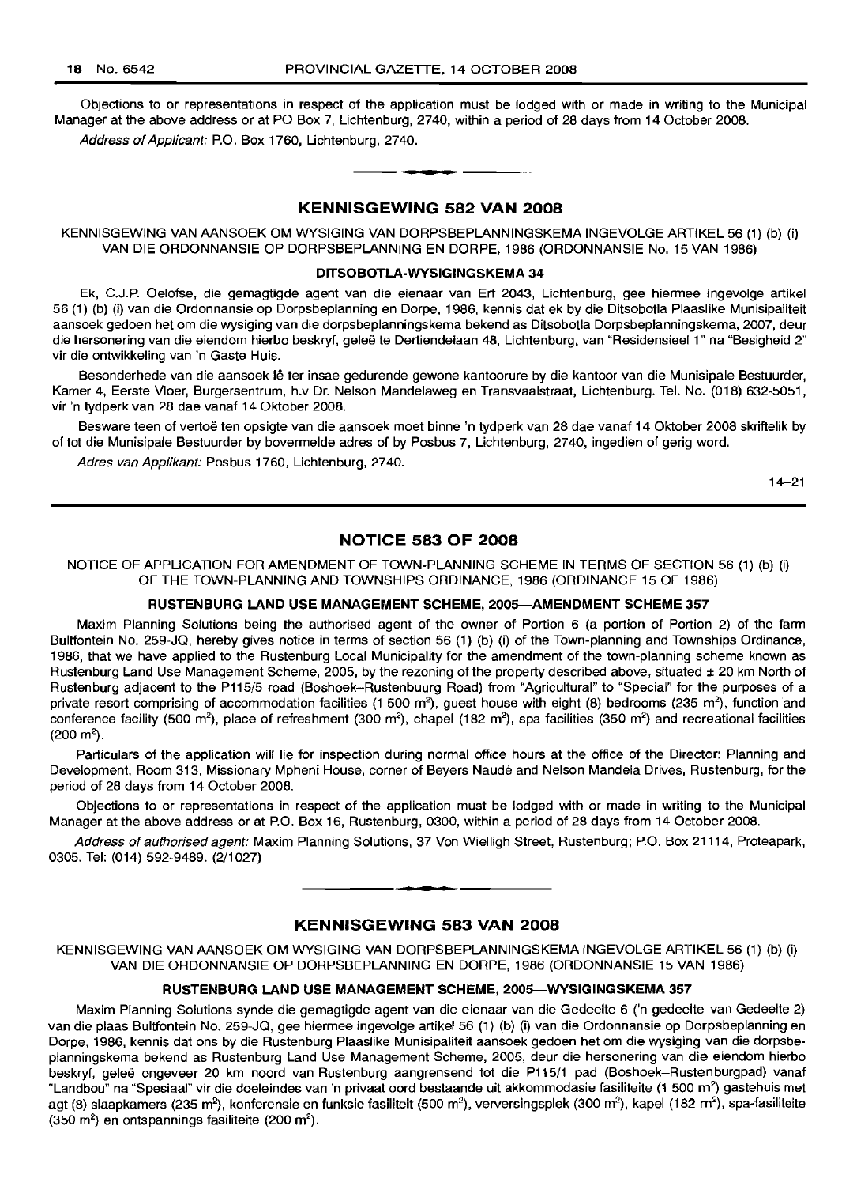Objections to or representations in respect of the application must be lodged with or made in writing to the Municipal Manager at the above address or at PO Box 7, Lichtenburg, 2740, within a period of 28 days from 14 October 2008.

*Address of Applicant:* P.O. Box 1760, Lichtenburg, 2740.

## KENNISGEWING 582 VAN 2008

KENNISGEWING VAN AANSOEK OM WYSIGING VAN DORPSBEPLANNINGSKEMA INGEVOLGE ARTIKEL 56 (1) (b) (i) VAN DIE ORDONNANSIE OP DORPSBEPLANNING EN DORPE, 1986 (ORDONNANSIE No. 15 VAN 1986)

### DITSOBOTLA-WYSIGINGSKEMA 34

Ek, C.J.P. Oelofse, die gemagtigde agent van die eienaar van Erf 2043, Lichtenburg, gee hiermee ingevolge artikel 56 (1) (b) (i) van die Ordonnansie op Dorpsbeplanning en Dorpe, 1986, kennis dat ek by die Ditsobotla Plaaslike Munisipaliteit aansoek gedoen het om die wysiging van die dorpsbeplanningskema bekend as Ditsobotla Dorpsbeplanningskema, 2007, deur die hersonering van die eiendom hierbo beskryf, geleë te Dertiendelaan 48, Lichtenburg, van "Residensieel 1" na "Besigheid 2" vir die ontwikkeling van 'n Gaste Huis.

Besonderhede van die aansoek lê ter insae gedurende gewone kantoorure by die kantoor van die Munisipale Bestuurder, Kamer 4, Eerste Vloer, Burgersentrum, h.v Dr. Nelson Mandelaweg en Transvaalstraat, Lichtenburg. Tel. No. (018) 632-5051, vir 'n tydperk van 28 dae vanaf 14 Oktober 2008.

Besware teen of vertoë ten opsigte van die aansoek moet binne 'n tydperk van 28 dae vanaf 14 Oktober 2008 skriftelik by of tot die Munisipale Bestuurder by bovermelde adres of by Posbus 7, Lichtenburg, 2740, ingedien of gerig word.

*Adres van Applikant:* Posbus 1760, Lichtenburg, 2740.

14–21

## NOTICE 583 OF 2008

NOTICE OF APPLICATION FOR AMENDMENT OF TOWN-PLANNING SCHEME IN TERMS OF SECTION 56 (1) (b) (i) OF THE TOWN-PLANNING AND TOWNSHIPS ORDINANCE, 1986 (ORDINANCE 15 OF 1986)

### RUSTENBURG LAND USE MANAGEMENT SCHEME, 2005—AMENDMENT SCHEME 357

Maxim Planning Solutions being the authorised agent of the owner of Portion 6 (a portion of Portion 2) of the farm Bultfontein No. 259-JQ, hereby gives notice in terms of section 56 (1) (b) (i) of the Town-planning and Townships Ordinance, 1986, that we have applied to the Rustenburg Local Municipality for the amendment of the town-planning scheme known as Rustenburg Land Use Management Scheme, 2005, by the rezoning of the property described above, situated ± 20 km North of Rustenburg adjacent to the P115/5 road (Boshoek–Rustenbuurg Road) from "Agricultural" to "Special" for the purposes of a private resort comprising of accommodation facilities (1 500 m$^2$), guest house with eight (8) bedrooms (235 m$^2$), function and conference facility (500 m$^2$), place of refreshment (300 m$^2$), chapel (182 m$^2$), spa facilities (350 m$^2$) and recreational facilities (200 m$^2$).

Particulars of the application will lie for inspection during normal office hours at the office of the Director: Planning and Development, Room 313, Missionary Mpheni House, corner of Beyers Naudé and Nelson Mandela Drives, Rustenburg, for the period of 28 days from 14 October 2008.

Objections to or representations in respect of the application must be lodged with or made in writing to the Municipal Manager at the above address or at P.O. Box 16, Rustenburg, 0300, within a period of 28 days from 14 October 2008.

*Address of authorised agent:* Maxim Planning Solutions, 37 Von Wielligh Street, Rustenburg; P.O. Box 21114, Proteapark, 0305. Tel: (014) 592-9489. (2/1027)

## KENNISGEWING 583 VAN 2008

KENNISGEWING VAN AANSOEK OM WYSIGING VAN DORPSBEPLANNINGSKEMA INGEVOLGE ARTIKEL 56 (1) (b) (i) VAN DIE ORDONNANSIE OP DORPSBEPLANNING EN DORPE, 1986 (ORDONNANSIE 15 VAN 1986)

### RUSTENBURG LAND USE MANAGEMENT SCHEME, 2005—WYSIGINGSKEMA 357

Maxim Planning Solutions synde die gemagtigde agent van die eienaar van die Gedeelte 6 ('n gedeelte van Gedeelte 2) van die plaas Bultfontein No. 259-JQ, gee hiermee ingevolge artikel 56 (1) (b) (i) van die Ordonnansie op Dorpsbeplanning en Dorpe, 1986, kennis dat ons by die Rustenburg Plaaslike Munisipaliteit aansoek gedoen het om die wysiging van die dorpsbeplanningskema bekend as Rustenburg Land Use Management Scheme, 2005, deur die hersonering van die eiendom hierbo beskryf, geleë ongeveer 20 km noord van Rustenburg aangrensend tot die P115/1 pad (Boshoek–Rustenburgpad) vanaf "Landbou" na "Spesiaal" vir die doeleindes van 'n privaat oord bestaande uit akkommodasie fasiliteite (1 500 m$^2$) gastehuis met agt (8) slaapkamers (235 m$^2$), konferensie en funksie fasiliteit (500 m$^2$), verversingsplek (300 m$^2$), kapel (182 m$^2$), spa-fasiliteite (350 m$^2$) en ontspannings fasiliteite (200 m$^2$).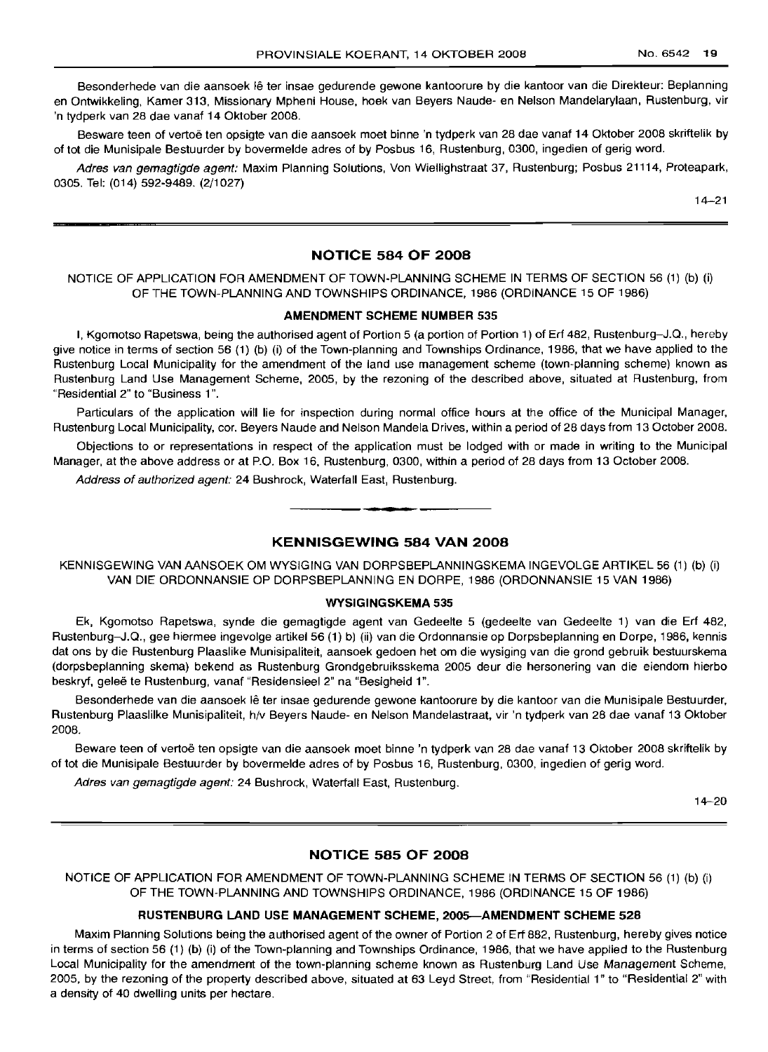Besonderhede van die aansoek lê ter insae gedurende gewone kantoorure by die kantoor van die Direkteur: Beplanning en Ontwikkeling, Kamer 313, Missionary Mpheni House, hoek van Beyers Naude- en Nelson Mandelarylaan, Rustenburg, vir 'n tydperk van 28 dae vanaf 14 Oktober 2008.

Besware teen of vertoë ten opsigte van die aansoek moet binne 'n tydperk van 28 dae vanaf 14 Oktober 2008 skriftelik by of tot die Munisipale Bestuurder by bovermelde adres of by Posbus 16, Rustenburg, 0300, ingedien of gerig word.

*Adres van gemagtigde agent:* Maxim Planning Solutions, Von Wiellighstraat 37, Rustenburg; Posbus 21114, Proteapark, 0305. Tel: (014) 592-9489. (2/1027)

14–21

---

## NOTICE 584 OF 2008

NOTICE OF APPLICATION FOR AMENDMENT OF TOWN-PLANNING SCHEME IN TERMS OF SECTION 56 (1) (b) (i) OF THE TOWN-PLANNING AND TOWNSHIPS ORDINANCE, 1986 (ORDINANCE 15 OF 1986)

### AMENDMENT SCHEME NUMBER 535

I, Kgomotso Rapetswa, being the authorised agent of Portion 5 (a portion of Portion 1) of Erf 482, Rustenburg–J.Q., hereby give notice in terms of section 56 (1) (b) (i) of the Town-planning and Townships Ordinance, 1986, that we have applied to the Rustenburg Local Municipality for the amendment of the land use management scheme (town-planning scheme) known as Rustenburg Land Use Management Scheme, 2005, by the rezoning of the described above, situated at Rustenburg, from "Residential 2" to "Business 1".

Particulars of the application will lie for inspection during normal office hours at the office of the Municipal Manager, Rustenburg Local Municipality, cor. Beyers Naude and Nelson Mandela Drives, within a period of 28 days from 13 October 2008.

Objections to or representations in respect of the application must be lodged with or made in writing to the Municipal Manager, at the above address or at P.O. Box 16, Rustenburg, 0300, within a period of 28 days from 13 October 2008.

*Address of authorized agent:* 24 Bushrock, Waterfall East, Rustenburg.

---

## KENNISGEWING 584 VAN 2008

KENNISGEWING VAN AANSOEK OM WYSIGING VAN DORPSBEPLANNINGSKEMA INGEVOLGE ARTIKEL 56 (1) (b) (i) VAN DIE ORDONNANSIE OP DORPSBEPLANNING EN DORPE, 1986 (ORDONNANSIE 15 VAN 1986)

### WYSIGINGSKEMA 535

Ek, Kgomotso Rapetswa, synde die gemagtigde agent van Gedeelte 5 (gedeelte van Gedeelte 1) van die Erf 482, Rustenburg–J.Q., gee hiermee ingevolge artikel 56 (1) b) (ii) van die Ordonnansie op Dorpsbeplanning en Dorpe, 1986, kennis dat ons by die Rustenburg Plaaslike Munisipaliteit, aansoek gedoen het om die wysiging van die grond gebruik bestuurskema (dorpsbeplanning skema) bekend as Rustenburg Grondgebruiksskema 2005 deur die hersonering van die eiendom hierbo beskryf, geleë te Rustenburg, vanaf "Residensieel 2" na "Besigheid 1".

Besonderhede van die aansoek lê ter insae gedurende gewone kantoorure by die kantoor van die Munisipale Bestuurder, Rustenburg Plaaslike Munisipaliteit, h/v Beyers Naude- en Nelson Mandelastraat, vir 'n tydperk van 28 dae vanaf 13 Oktober 2008.

Beware teen of vertoë ten opsigte van die aansoek moet binne 'n tydperk van 28 dae vanaf 13 Oktober 2008 skriftelik by of tot die Munisipale Bestuurder by bovermelde adres of by Posbus 16, Rustenburg, 0300, ingedien of gerig word.

*Adres van gemagtigde agent:* 24 Bushrock, Waterfall East, Rustenburg.

14–20

---

## NOTICE 585 OF 2008

NOTICE OF APPLICATION FOR AMENDMENT OF TOWN-PLANNING SCHEME IN TERMS OF SECTION 56 (1) (b) (i) OF THE TOWN-PLANNING AND TOWNSHIPS ORDINANCE, 1986 (ORDINANCE 15 OF 1986)

### RUSTENBURG LAND USE MANAGEMENT SCHEME, 2005—AMENDMENT SCHEME 528

Maxim Planning Solutions being the authorised agent of the owner of Portion 2 of Erf 882, Rustenburg, hereby gives notice in terms of section 56 (1) (b) (i) of the Town-planning and Townships Ordinance, 1986, that we have applied to the Rustenburg Local Municipality for the amendment of the town-planning scheme known as Rustenburg Land Use Management Scheme, 2005, by the rezoning of the property described above, situated at 63 Leyd Street, from "Residential 1" to "Residential 2" with a density of 40 dwelling units per hectare.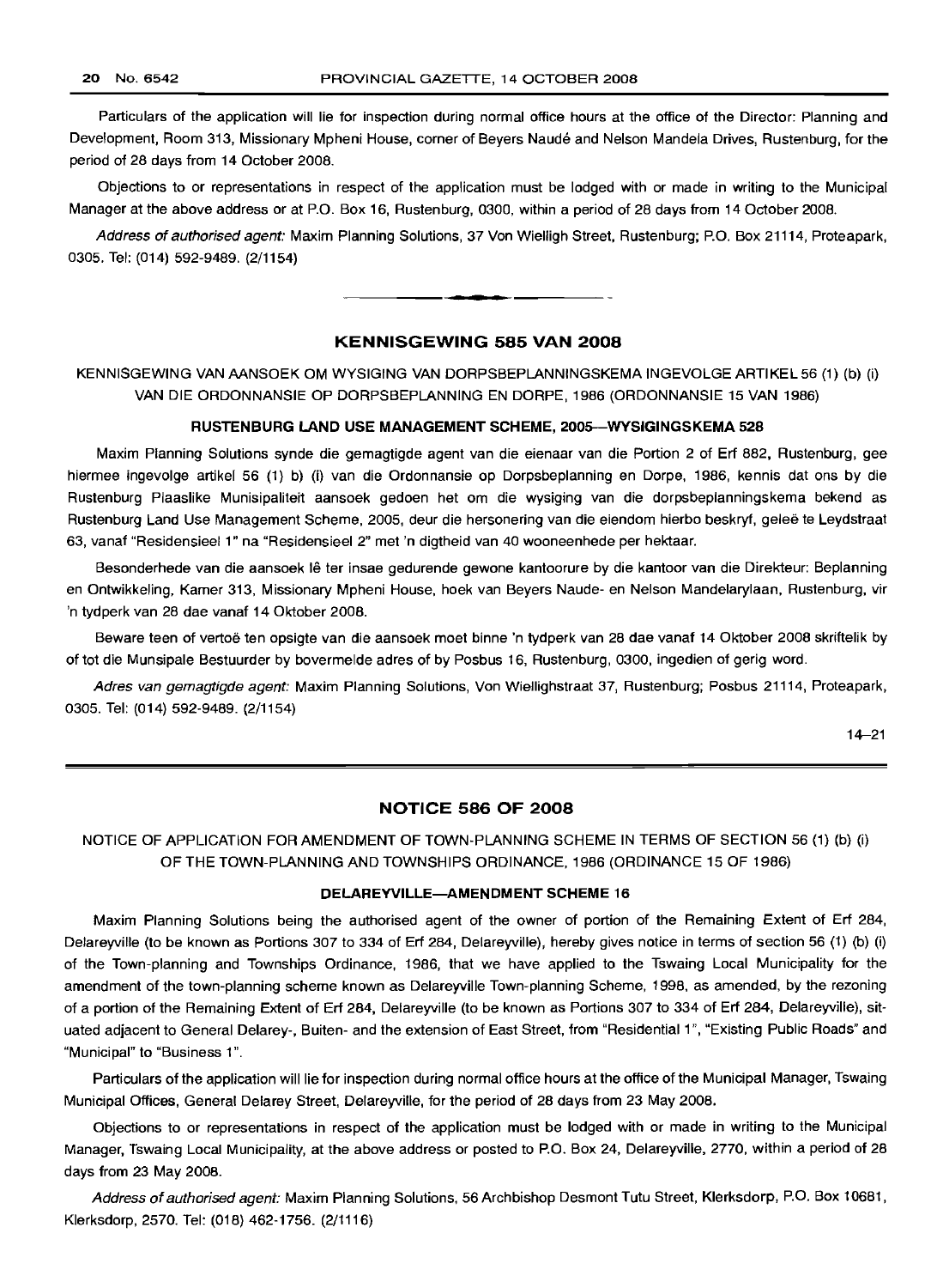Particulars of the application will lie for inspection during normal office hours at the office of the Director: Planning and Development, Room 313, Missionary Mpheni House, corner of Beyers Naudé and Nelson Mandela Drives, Rustenburg, for the period of 28 days from 14 October 2008.

Objections to or representations in respect of the application must be lodged with or made in writing to the Municipal Manager at the above address or at P.O. Box 16, Rustenburg, 0300, within a period of 28 days from 14 October 2008.

*Address of authorised agent:* Maxim Planning Solutions, 37 Von Wielligh Street, Rustenburg; P.O. Box 21114, Proteapark, 0305. Tel: (014) 592-9489. (2/1154)

## KENNISGEWING 585 VAN 2008

KENNISGEWING VAN AANSOEK OM WYSIGING VAN DORPSBEPLANNINGSKEMA INGEVOLGE ARTIKEL 56 (1) (b) (i) VAN DIE ORDONNANSIE OP DORPSBEPLANNING EN DORPE, 1986 (ORDONNANSIE 15 VAN 1986)

**RUSTENBURG LAND USE MANAGEMENT SCHEME, 2005—WYSIGINGSKEMA 528**

Maxim Planning Solutions synde die gemagtigde agent van die eienaar van die Portion 2 of Erf 882, Rustenburg, gee hiermee ingevolge artikel 56 (1) b) (i) van die Ordonnansie op Dorpsbeplanning en Dorpe, 1986, kennis dat ons by die Rustenburg Plaaslike Munisipaliteit aansoek gedoen het om die wysiging van die dorpsbeplanningskema bekend as Rustenburg Land Use Management Scheme, 2005, deur die hersonering van die eiendom hierbo beskryf, geleë te Leydstraat 63, vanaf "Residensieel 1" na "Residensieel 2" met 'n digtheid van 40 wooneenhede per hektaar.

Besonderhede van die aansoek lê ter insae gedurende gewone kantoorure by die kantoor van die Direkteur: Beplanning en Ontwikkeling, Kamer 313, Missionary Mpheni House, hoek van Beyers Naude- en Nelson Mandelarylaan, Rustenburg, vir 'n tydperk van 28 dae vanaf 14 Oktober 2008.

Beware teen of vertoë ten opsigte van die aansoek moet binne 'n tydperk van 28 dae vanaf 14 Oktober 2008 skriftelik by of tot die Munsipale Bestuurder by bovermelde adres of by Posbus 16, Rustenburg, 0300, ingedien of gerig word.

*Adres van gemagtigde agent:* Maxim Planning Solutions, Von Wiellighstraat 37, Rustenburg; Posbus 21114, Proteapark, 0305. Tel: (014) 592-9489. (2/1154)

14–21

## NOTICE 586 OF 2008

NOTICE OF APPLICATION FOR AMENDMENT OF TOWN-PLANNING SCHEME IN TERMS OF SECTION 56 (1) (b) (i) OF THE TOWN-PLANNING AND TOWNSHIPS ORDINANCE, 1986 (ORDINANCE 15 OF 1986)

**DELAREYVILLE—AMENDMENT SCHEME 16**

Maxim Planning Solutions being the authorised agent of the owner of portion of the Remaining Extent of Erf 284, Delareyville (to be known as Portions 307 to 334 of Erf 284, Delareyville), hereby gives notice in terms of section 56 (1) (b) (i) of the Town-planning and Townships Ordinance, 1986, that we have applied to the Tswaing Local Municipality for the amendment of the town-planning scheme known as Delareyville Town-planning Scheme, 1998, as amended, by the rezoning of a portion of the Remaining Extent of Erf 284, Delareyville (to be known as Portions 307 to 334 of Erf 284, Delareyville), situated adjacent to General Delarey-, Buiten- and the extension of East Street, from "Residential 1", "Existing Public Roads" and "Municipal" to "Business 1".

Particulars of the application will lie for inspection during normal office hours at the office of the Municipal Manager, Tswaing Municipal Offices, General Delarey Street, Delareyville, for the period of 28 days from 23 May 2008.

Objections to or representations in respect of the application must be lodged with or made in writing to the Municipal Manager, Tswaing Local Municipality, at the above address or posted to P.O. Box 24, Delareyville, 2770, within a period of 28 days from 23 May 2008.

*Address of authorised agent:* Maxim Planning Solutions, 56 Archbishop Desmont Tutu Street, Klerksdorp, P.O. Box 10681, Klerksdorp, 2570. Tel: (018) 462-1756. (2/1116)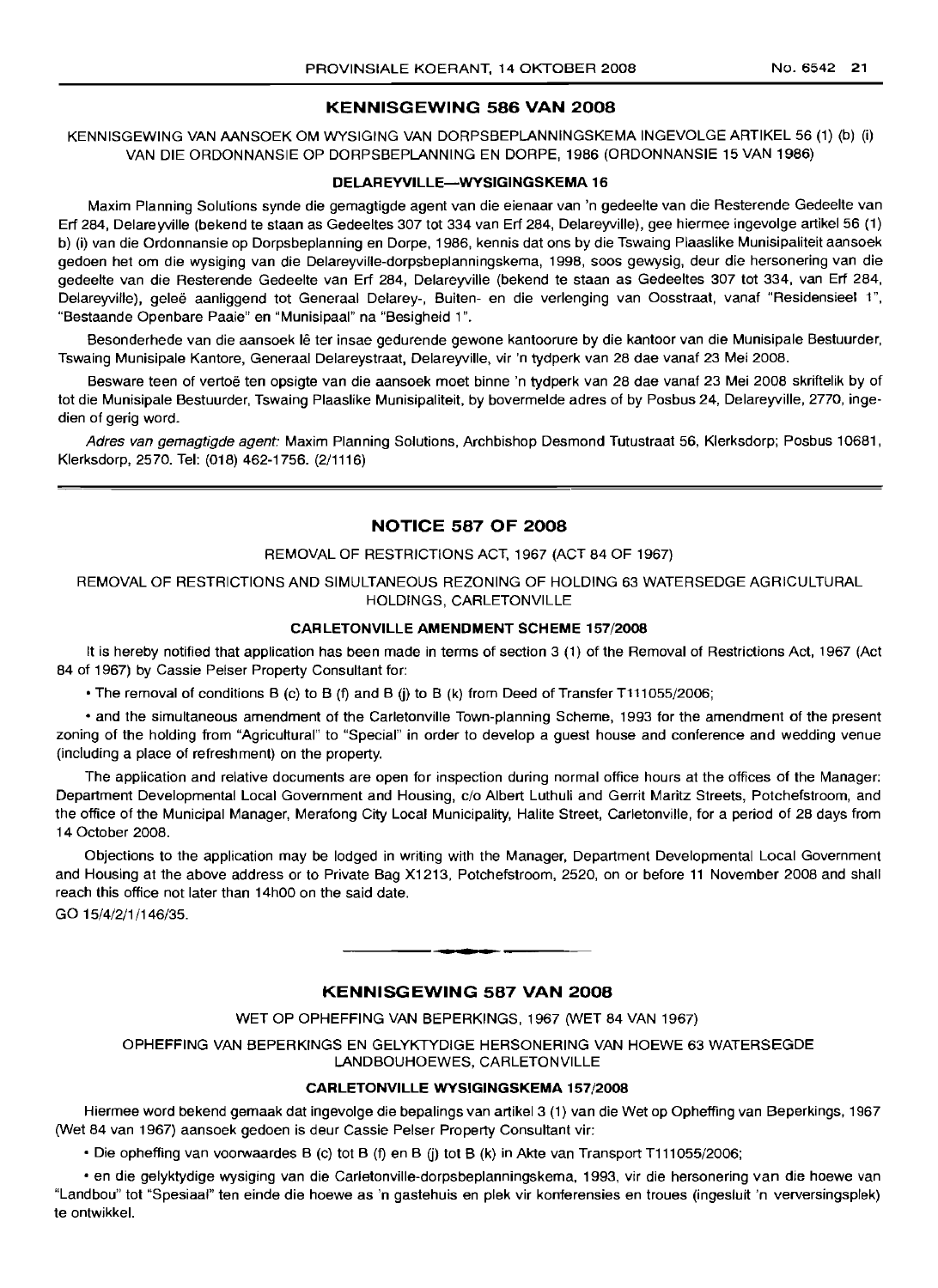## KENNISGEWING 586 VAN 2008

KENNISGEWING VAN AANSOEK OM WYSIGING VAN DORPSBEPLANNINGSKEMA INGEVOLGE ARTIKEL 56 (1) (b) (i) VAN DIE ORDONNANSIE OP DORPSBEPLANNING EN DORPE, 1986 (ORDONNANSIE 15 VAN 1986)

### DELAREYVILLE—WYSIGINGSKEMA 16

Maxim Planning Solutions synde die gemagtigde agent van die eienaar van 'n gedeelte van die Resterende Gedeelte van Erf 284, Delareyville (bekend te staan as Gedeeltes 307 tot 334 van Erf 284, Delareyville), gee hiermee ingevolge artikel 56 (1) b) (i) van die Ordonnansie op Dorpsbeplanning en Dorpe, 1986, kennis dat ons by die Tswaing Plaaslike Munisipaliteit aansoek gedoen het om die wysiging van die Delareyville-dorpsbeplanningskema, 1998, soos gewysig, deur die hersonering van die gedeelte van die Resterende Gedeelte van Erf 284, Delareyville (bekend te staan as Gedeeltes 307 tot 334, van Erf 284, Delareyville), geleë aanliggend tot Generaal Delarey-, Buiten- en die verlenging van Oosstraat, vanaf "Residensieel 1", "Bestaande Openbare Paaie" en "Munisipaal" na "Besigheid 1".

Besonderhede van die aansoek lê ter insae gedurende gewone kantoorure by die kantoor van die Munisipale Bestuurder, Tswaing Munisipale Kantore, Generaal Delareystraat, Delareyville, vir 'n tydperk van 28 dae vanaf 23 Mei 2008.

Besware teen of vertoë ten opsigte van die aansoek moet binne 'n tydperk van 28 dae vanaf 23 Mei 2008 skriftelik by of tot die Munisipale Bestuurder, Tswaing Plaaslike Munisipaliteit, by bovermelde adres of by Posbus 24, Delareyville, 2770, ingedien of gerig word.

*Adres van gemagtigde agent:* Maxim Planning Solutions, Archbishop Desmond Tutustraat 56, Klerksdorp; Posbus 10681, Klerksdorp, 2570. Tel: (018) 462-1756. (2/1116)

## NOTICE 587 OF 2008

REMOVAL OF RESTRICTIONS ACT, 1967 (ACT 84 OF 1967)

REMOVAL OF RESTRICTIONS AND SIMULTANEOUS REZONING OF HOLDING 63 WATERSEDGE AGRICULTURAL HOLDINGS, CARLETONVILLE

### CARLETONVILLE AMENDMENT SCHEME 157/2008

It is hereby notified that application has been made in terms of section 3 (1) of the Removal of Restrictions Act, 1967 (Act 84 of 1967) by Cassie Pelser Property Consultant for:

- The removal of conditions B (c) to B (f) and B (j) to B (k) from Deed of Transfer T111055/2006;
- and the simultaneous amendment of the Carletonville Town-planning Scheme, 1993 for the amendment of the present zoning of the holding from "Agricultural" to "Special" in order to develop a guest house and conference and wedding venue (including a place of refreshment) on the property.

The application and relative documents are open for inspection during normal office hours at the offices of the Manager: Department Developmental Local Government and Housing, c/o Albert Luthuli and Gerrit Maritz Streets, Potchefstroom, and the office of the Municipal Manager, Merafong City Local Municipality, Halite Street, Carletonville, for a period of 28 days from 14 October 2008.

Objections to the application may be lodged in writing with the Manager, Department Developmental Local Government and Housing at the above address or to Private Bag X1213, Potchefstroom, 2520, on or before 11 November 2008 and shall reach this office not later than 14h00 on the said date.

GO 15/4/2/1/146/35.

## KENNISGEWING 587 VAN 2008

WET OP OPHEFFING VAN BEPERKINGS, 1967 (WET 84 VAN 1967)

OPHEFFING VAN BEPERKINGS EN GELYKTYDIGE HERSONERING VAN HOEWE 63 WATERSEGDE LANDBOUHOEWES, CARLETONVILLE

### CARLETONVILLE WYSIGINGSKEMA 157/2008

Hiermee word bekend gemaak dat ingevolge die bepalings van artikel 3 (1) van die Wet op Opheffing van Beperkings, 1967 (Wet 84 van 1967) aansoek gedoen is deur Cassie Pelser Property Consultant vir:

- Die opheffing van voorwaardes B (c) tot B (f) en B (j) tot B (k) in Akte van Transport T111055/2006;
- en die gelyktydige wysiging van die Carletonville-dorpsbeplanningskema, 1993, vir die hersonering van die hoewe van "Landbou" tot "Spesiaal" ten einde die hoewe as 'n gastehuis en plek vir konferensies en troues (ingesluit 'n verversingsplek) te ontwikkel.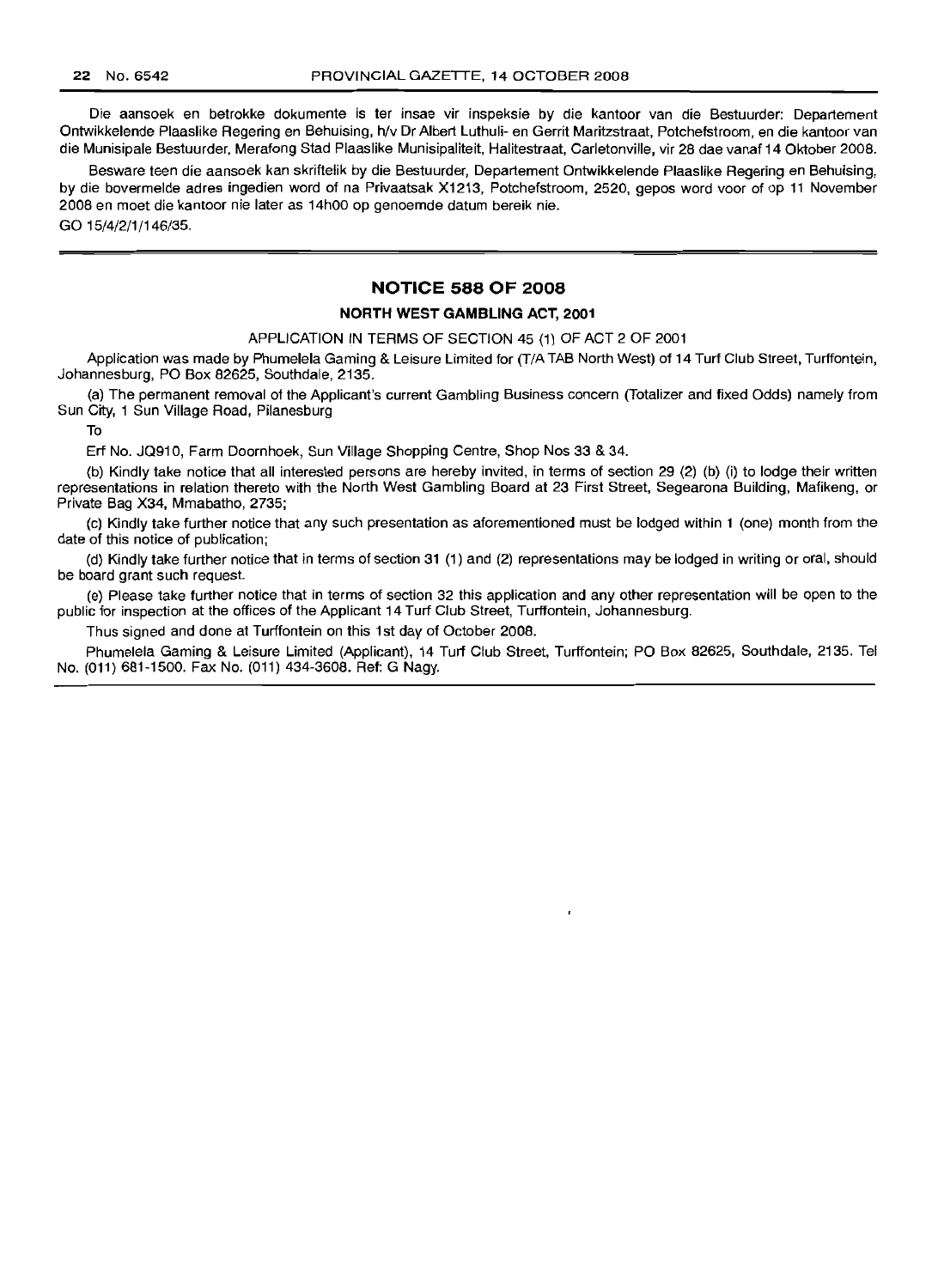Die aansoek en betrokke dokumente is ter insae vir inspeksie by die kantoor van die Bestuurder: Departement Ontwikkelende Plaaslike Regering en Behuising, h/v Dr Albert Luthuli- en Gerrit Maritzstraat, Potchefstroom, en die kantoor van die Munisipale Bestuurder, Merafong Stad Plaaslike Munisipaliteit, Halitestraat, Carletonville, vir 28 dae vanaf 14 Oktober 2008.

Besware teen die aansoek kan skriftelik by die Bestuurder, Departement Ontwikkelende Plaaslike Regering en Behuising, by die bovermelde adres ingedien word of na Privaatsak X1213, Potchefstroom, 2520, gepos word voor of op 11 November 2008 en moet die kantoor nie later as 14h00 op genoemde datum bereik nie.

GO 15/4/2/1/146/35.

## NOTICE 588 OF 2008

### NORTH WEST GAMBLING ACT, 2001

APPLICATION IN TERMS OF SECTION 45 (1) OF ACT 2 OF 2001

Application was made by Phumelela Gaming & Leisure Limited for (T/A TAB North West) of 14 Turf Club Street, Turffontein, Johannesburg, PO Box 82625, Southdale, 2135.

(a) The permanent removal of the Applicant's current Gambling Business concern (Totalizer and fixed Odds) namely from Sun City, 1 Sun Village Road, Pilanesburg

To

Erf No. JQ910, Farm Doornhoek, Sun Village Shopping Centre, Shop Nos 33 & 34.

(b) Kindly take notice that all interested persons are hereby invited, in terms of section 29 (2) (b) (i) to lodge their written representations in relation thereto with the North West Gambling Board at 23 First Street, Segearona Building, Mafikeng, or Private Bag X34, Mmabatho, 2735;

(c) Kindly take further notice that any such presentation as aforementioned must be lodged within 1 (one) month from the date of this notice of publication;

(d) Kindly take further notice that in terms of section 31 (1) and (2) representations may be lodged in writing or oral, should be board grant such request.

(e) Please take further notice that in terms of section 32 this application and any other representation will be open to the public for inspection at the offices of the Applicant 14 Turf Club Street, Turffontein, Johannesburg.

Thus signed and done at Turffontein on this 1st day of October 2008.

Phumelela Gaming & Leisure Limited (Applicant), 14 Turf Club Street, Turffontein; PO Box 82625, Southdale, 2135. Tel No. (011) 681-1500. Fax No. (011) 434-3608. Ref: G Nagy.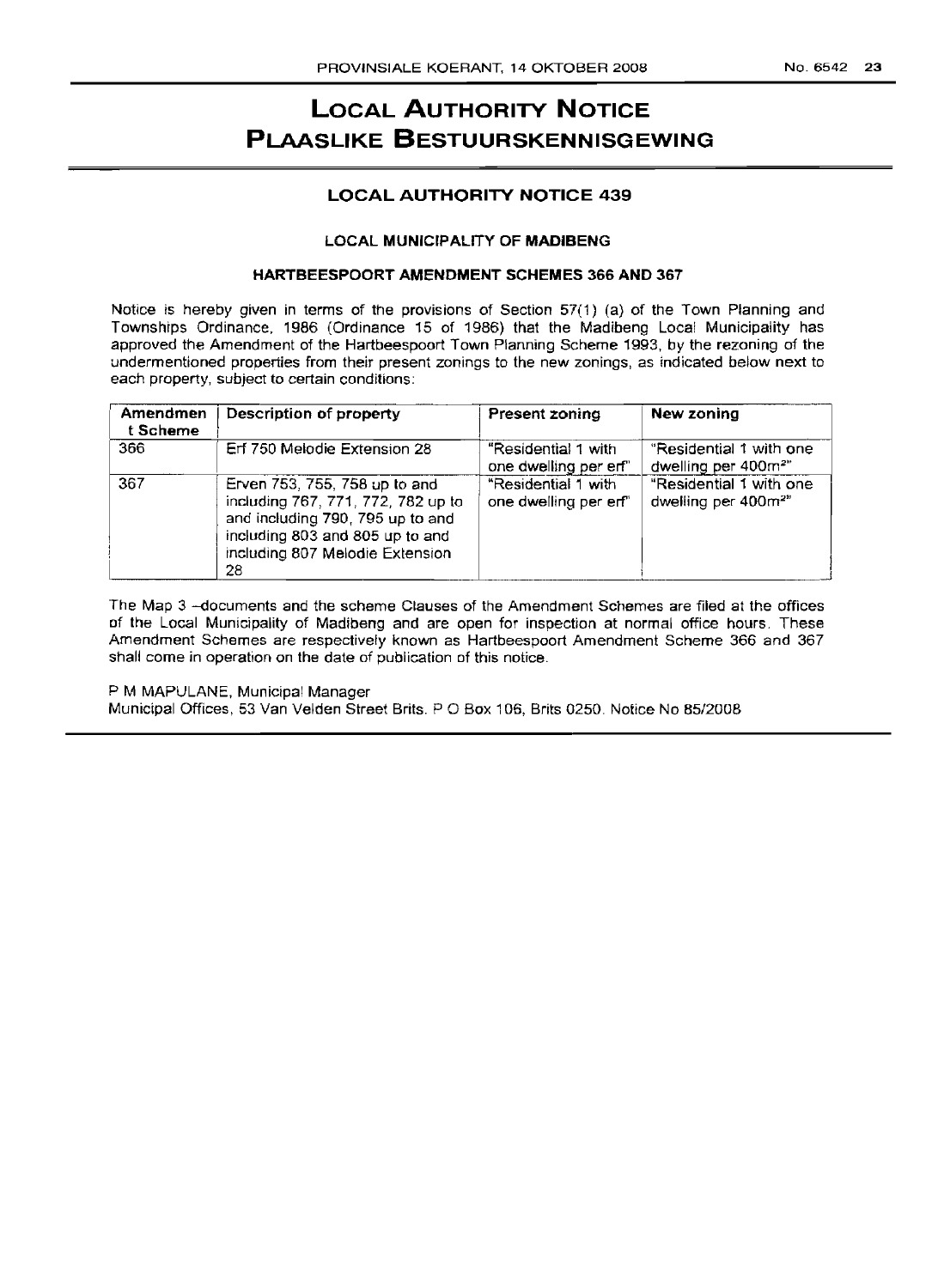# LOCAL AUTHORITY NOTICE
# PLAASLIKE BESTUURSKENNISGEWING

## LOCAL AUTHORITY NOTICE 439

### LOCAL MUNICIPALITY OF MADIBENG

### HARTBEESPOORT AMENDMENT SCHEMES 366 AND 367

Notice is hereby given in terms of the provisions of Section 57(1) (a) of the Town Planning and Townships Ordinance, 1986 (Ordinance 15 of 1986) that the Madibeng Local Municipality has approved the Amendment of the Hartbeespoort Town Planning Scheme 1993, by the rezoning of the undermentioned properties from their present zonings to the new zonings, as indicated below next to each property, subject to certain conditions:

| Amendment Scheme | Description of property | Present zoning | New zoning |
|---|---|---|---|
| 366 | Erf 750 Melodie Extension 28 | "Residential 1 with one dwelling per erf" | "Residential 1 with one dwelling per 400m²" |
| 367 | Erven 753, 755, 758 up to and including 767, 771, 772, 782 up to and including 790, 795 up to and including 803 and 805 up to and including 807 Melodie Extension 28 | "Residential 1 with one dwelling per erf" | "Residential 1 with one dwelling per 400m²" |

The Map 3 –documents and the scheme Clauses of the Amendment Schemes are filed at the offices of the Local Municipality of Madibeng and are open for inspection at normal office hours. These Amendment Schemes are respectively known as Hartbeespoort Amendment Scheme 366 and 367 shall come in operation on the date of publication of this notice.

P M MAPULANE, Municipal Manager
Municipal Offices, 53 Van Velden Street Brits. P O Box 106, Brits 0250. Notice No 85/2008